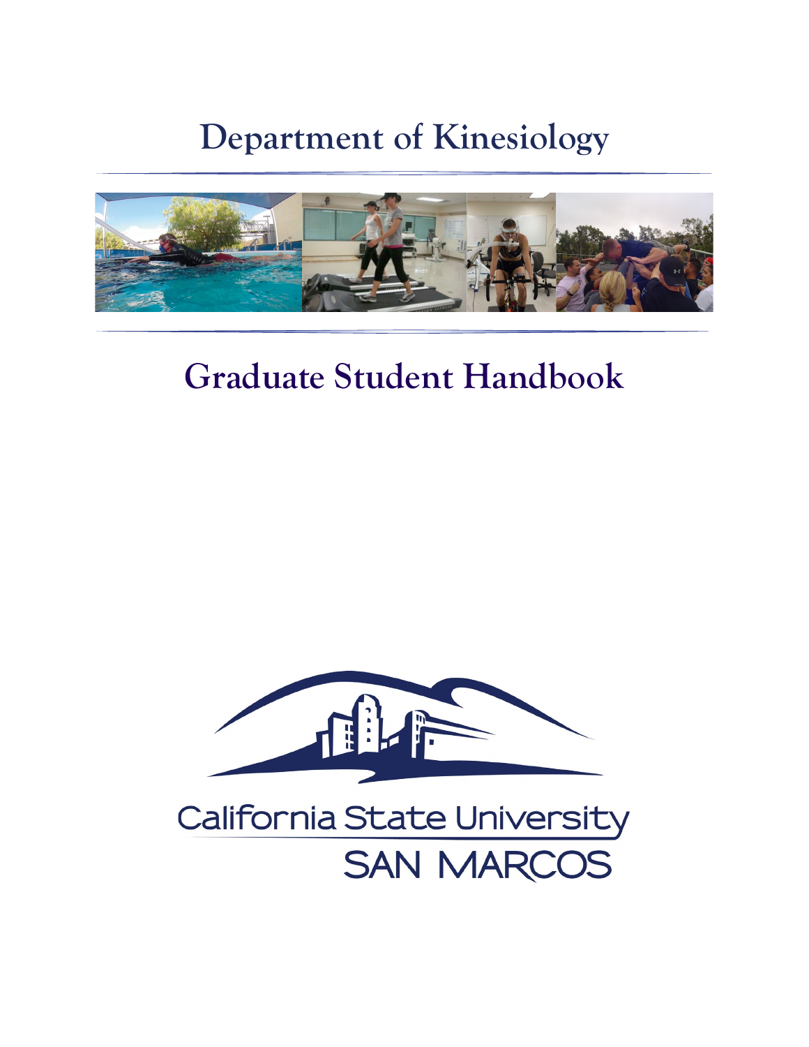# Department of Kinesiology

# Graduate Student Handbook

California State University

SAN MARCOS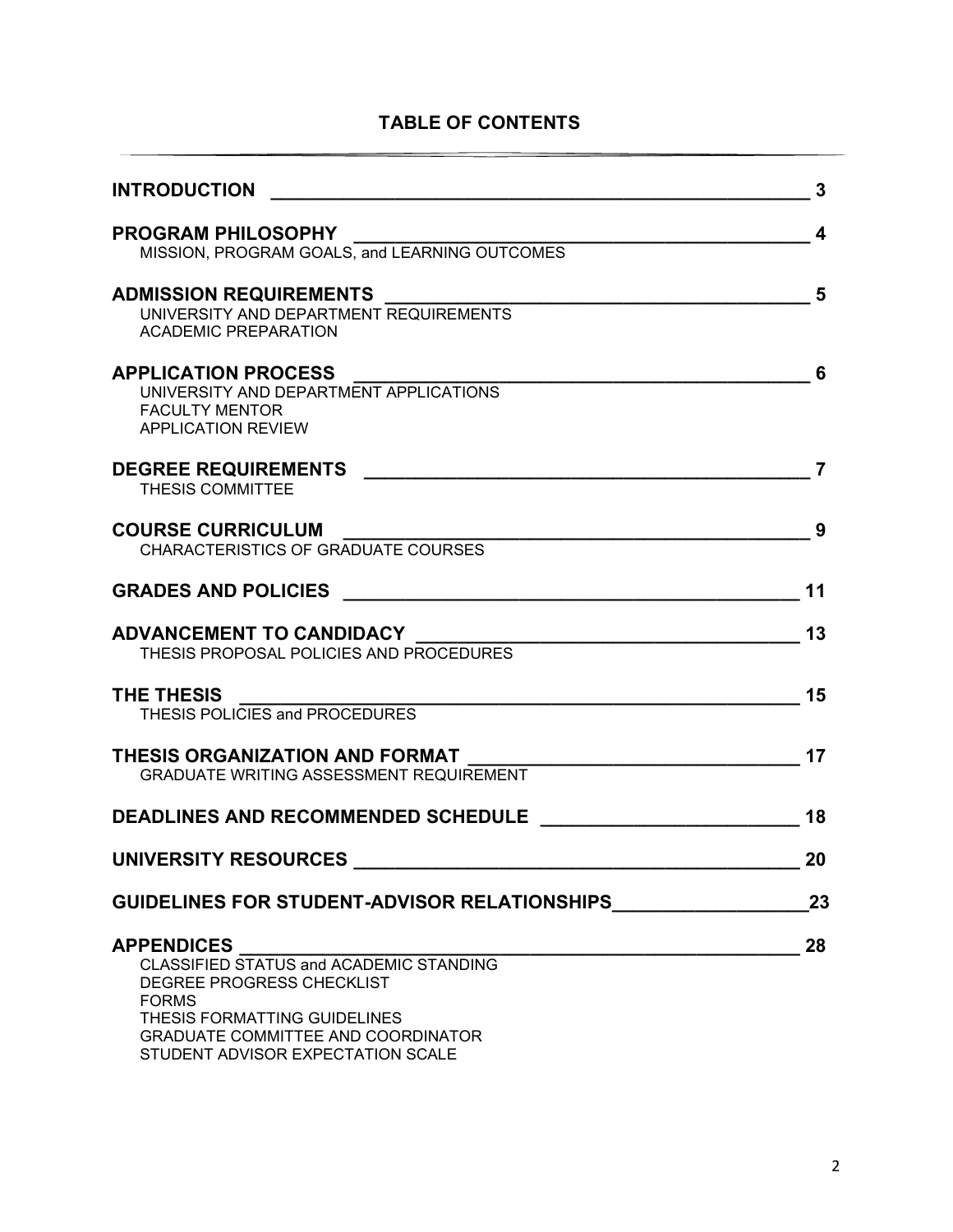# TABLE OF CONTENTS

| Section | Page |
| --- | --- |
| **INTRODUCTION** | 3 |
| **PROGRAM PHILOSOPHY**<br>MISSION, PROGRAM GOALS, and LEARNING OUTCOMES | 4 |
| **ADMISSION REQUIREMENTS**<br>UNIVERSITY AND DEPARTMENT REQUIREMENTS<br>ACADEMIC PREPARATION | 5 |
| **APPLICATION PROCESS**<br>UNIVERSITY AND DEPARTMENT APPLICATIONS<br>FACULTY MENTOR<br>APPLICATION REVIEW | 6 |
| **DEGREE REQUIREMENTS**<br>THESIS COMMITTEE | 7 |
| **COURSE CURRICULUM**<br>CHARACTERISTICS OF GRADUATE COURSES | 9 |
| **GRADES AND POLICIES** | 11 |
| **ADVANCEMENT TO CANDIDACY**<br>THESIS PROPOSAL POLICIES AND PROCEDURES | 13 |
| **THE THESIS**<br>THESIS POLICIES and PROCEDURES | 15 |
| **THESIS ORGANIZATION AND FORMAT**<br>GRADUATE WRITING ASSESSMENT REQUIREMENT | 17 |
| **DEADLINES AND RECOMMENDED SCHEDULE** | 18 |
| **UNIVERSITY RESOURCES** | 20 |
| **GUIDELINES FOR STUDENT-ADVISOR RELATIONSHIPS** | 23 |
| **APPENDICES**<br>CLASSIFIED STATUS and ACADEMIC STANDING<br>DEGREE PROGRESS CHECKLIST<br>FORMS<br>THESIS FORMATTING GUIDELINES<br>GRADUATE COMMITTEE AND COORDINATOR<br>STUDENT ADVISOR EXPECTATION SCALE | 28 |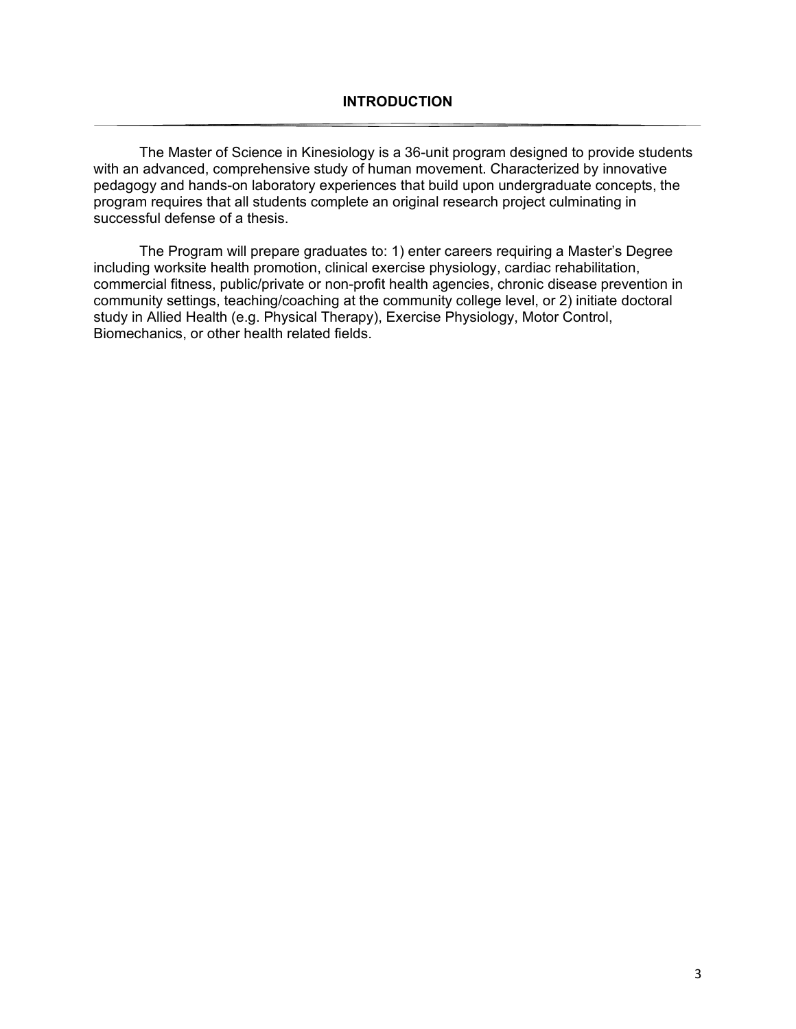# INTRODUCTION

The Master of Science in Kinesiology is a 36-unit program designed to provide students with an advanced, comprehensive study of human movement. Characterized by innovative pedagogy and hands-on laboratory experiences that build upon undergraduate concepts, the program requires that all students complete an original research project culminating in successful defense of a thesis.

The Program will prepare graduates to: 1) enter careers requiring a Master's Degree including worksite health promotion, clinical exercise physiology, cardiac rehabilitation, commercial fitness, public/private or non-profit health agencies, chronic disease prevention in community settings, teaching/coaching at the community college level, or 2) initiate doctoral study in Allied Health (e.g. Physical Therapy), Exercise Physiology, Motor Control, Biomechanics, or other health related fields.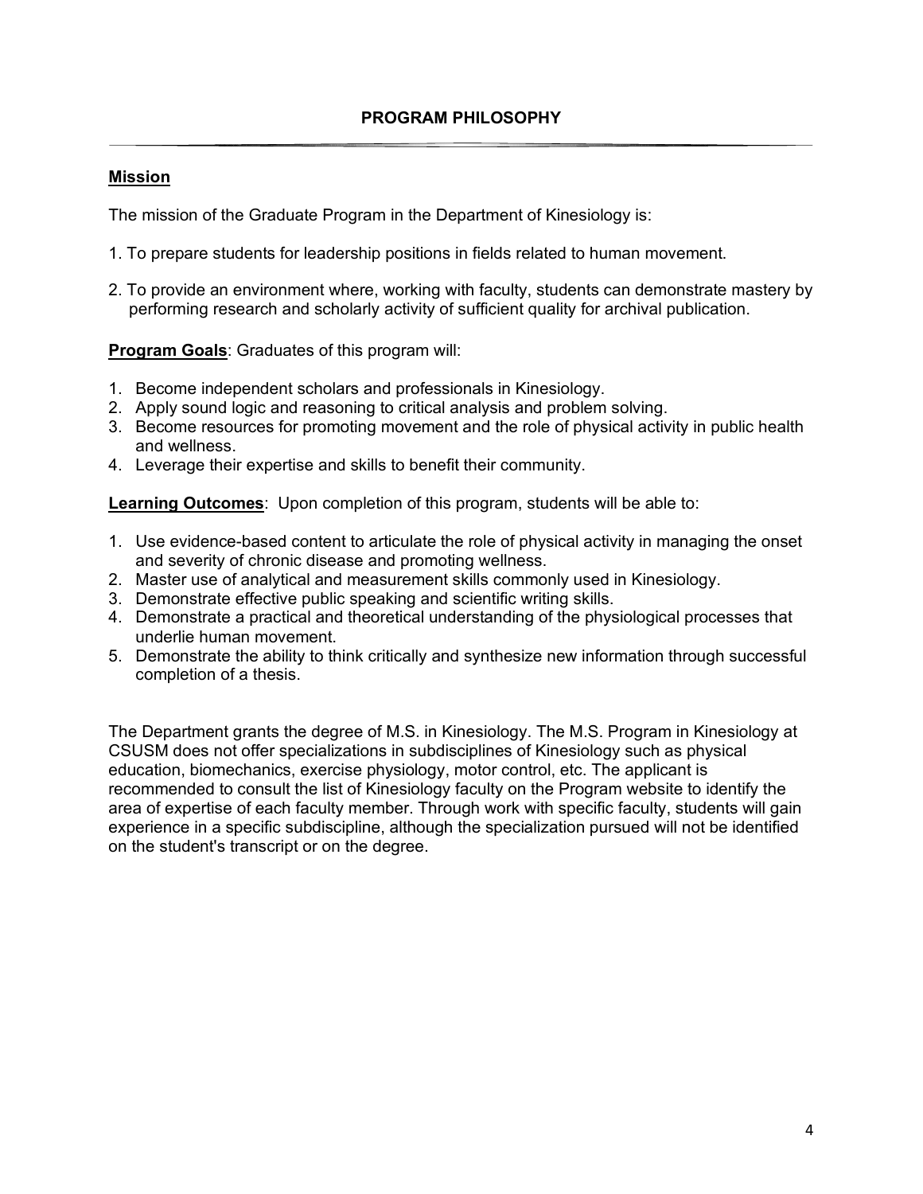## PROGRAM PHILOSOPHY

### Mission

The mission of the Graduate Program in the Department of Kinesiology is:

1. To prepare students for leadership positions in fields related to human movement.

2. To provide an environment where, working with faculty, students can demonstrate mastery by performing research and scholarly activity of sufficient quality for archival publication.

**Program Goals**: Graduates of this program will:

1. Become independent scholars and professionals in Kinesiology.
2. Apply sound logic and reasoning to critical analysis and problem solving.
3. Become resources for promoting movement and the role of physical activity in public health and wellness.
4. Leverage their expertise and skills to benefit their community.

**Learning Outcomes**: Upon completion of this program, students will be able to:

1. Use evidence-based content to articulate the role of physical activity in managing the onset and severity of chronic disease and promoting wellness.
2. Master use of analytical and measurement skills commonly used in Kinesiology.
3. Demonstrate effective public speaking and scientific writing skills.
4. Demonstrate a practical and theoretical understanding of the physiological processes that underlie human movement.
5. Demonstrate the ability to think critically and synthesize new information through successful completion of a thesis.

The Department grants the degree of M.S. in Kinesiology. The M.S. Program in Kinesiology at CSUSM does not offer specializations in subdisciplines of Kinesiology such as physical education, biomechanics, exercise physiology, motor control, etc. The applicant is recommended to consult the list of Kinesiology faculty on the Program website to identify the area of expertise of each faculty member. Through work with specific faculty, students will gain experience in a specific subdiscipline, although the specialization pursued will not be identified on the student's transcript or on the degree.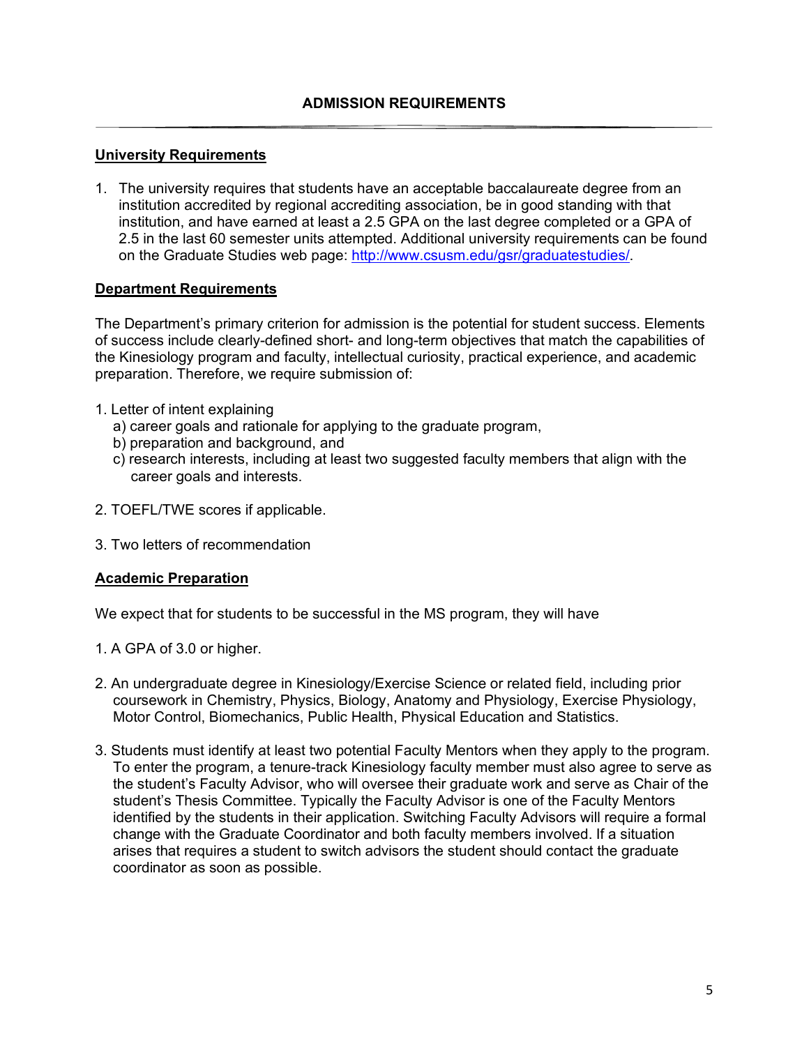## ADMISSION REQUIREMENTS

### University Requirements

1. The university requires that students have an acceptable baccalaureate degree from an institution accredited by regional accrediting association, be in good standing with that institution, and have earned at least a 2.5 GPA on the last degree completed or a GPA of 2.5 in the last 60 semester units attempted. Additional university requirements can be found on the Graduate Studies web page: [http://www.csusm.edu/gsr/graduatestudies/](http://www.csusm.edu/gsr/graduatestudies/).

### Department Requirements

The Department's primary criterion for admission is the potential for student success. Elements of success include clearly-defined short- and long-term objectives that match the capabilities of the Kinesiology program and faculty, intellectual curiosity, practical experience, and academic preparation. Therefore, we require submission of:

1. Letter of intent explaining
   a) career goals and rationale for applying to the graduate program,
   b) preparation and background, and
   c) research interests, including at least two suggested faculty members that align with the career goals and interests.

2. TOEFL/TWE scores if applicable.

3. Two letters of recommendation

### Academic Preparation

We expect that for students to be successful in the MS program, they will have

1. A GPA of 3.0 or higher.

2. An undergraduate degree in Kinesiology/Exercise Science or related field, including prior coursework in Chemistry, Physics, Biology, Anatomy and Physiology, Exercise Physiology, Motor Control, Biomechanics, Public Health, Physical Education and Statistics.

3. Students must identify at least two potential Faculty Mentors when they apply to the program. To enter the program, a tenure-track Kinesiology faculty member must also agree to serve as the student's Faculty Advisor, who will oversee their graduate work and serve as Chair of the student's Thesis Committee. Typically the Faculty Advisor is one of the Faculty Mentors identified by the students in their application. Switching Faculty Advisors will require a formal change with the Graduate Coordinator and both faculty members involved. If a situation arises that requires a student to switch advisors the student should contact the graduate coordinator as soon as possible.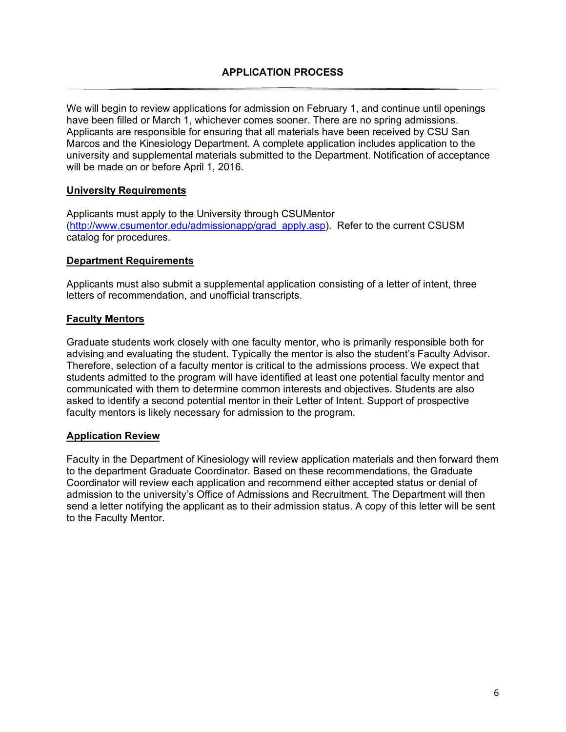## APPLICATION PROCESS

We will begin to review applications for admission on February 1, and continue until openings have been filled or March 1, whichever comes sooner. There are no spring admissions. Applicants are responsible for ensuring that all materials have been received by CSU San Marcos and the Kinesiology Department. A complete application includes application to the university and supplemental materials submitted to the Department. Notification of acceptance will be made on or before April 1, 2016.

### University Requirements

Applicants must apply to the University through CSUMentor (http://www.csumentor.edu/admissionapp/grad_apply.asp). Refer to the current CSUSM catalog for procedures.

### Department Requirements

Applicants must also submit a supplemental application consisting of a letter of intent, three letters of recommendation, and unofficial transcripts.

### Faculty Mentors

Graduate students work closely with one faculty mentor, who is primarily responsible both for advising and evaluating the student. Typically the mentor is also the student's Faculty Advisor. Therefore, selection of a faculty mentor is critical to the admissions process. We expect that students admitted to the program will have identified at least one potential faculty mentor and communicated with them to determine common interests and objectives. Students are also asked to identify a second potential mentor in their Letter of Intent. Support of prospective faculty mentors is likely necessary for admission to the program.

### Application Review

Faculty in the Department of Kinesiology will review application materials and then forward them to the department Graduate Coordinator. Based on these recommendations, the Graduate Coordinator will review each application and recommend either accepted status or denial of admission to the university's Office of Admissions and Recruitment. The Department will then send a letter notifying the applicant as to their admission status. A copy of this letter will be sent to the Faculty Mentor.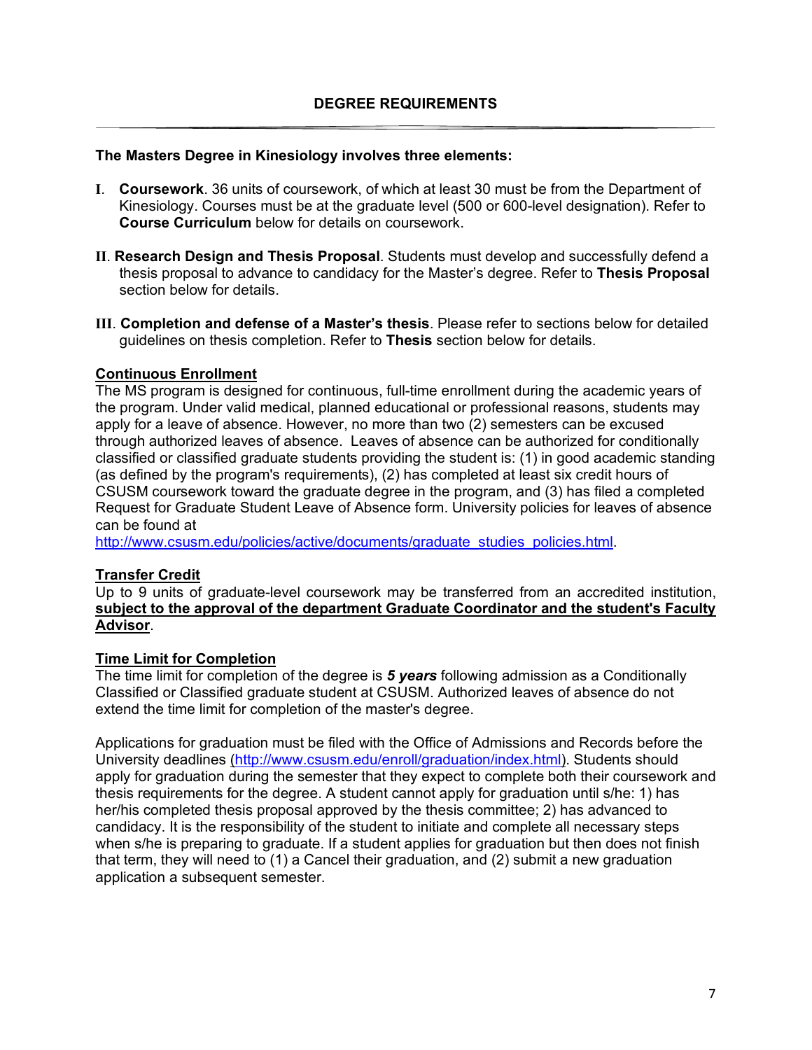## DEGREE REQUIREMENTS

**The Masters Degree in Kinesiology involves three elements:**

**I**. **Coursework**. 36 units of coursework, of which at least 30 must be from the Department of Kinesiology. Courses must be at the graduate level (500 or 600-level designation). Refer to **Course Curriculum** below for details on coursework.

**II**. **Research Design and Thesis Proposal**. Students must develop and successfully defend a thesis proposal to advance to candidacy for the Master's degree. Refer to **Thesis Proposal** section below for details.

**III**. **Completion and defense of a Master's thesis**. Please refer to sections below for detailed guidelines on thesis completion. Refer to **Thesis** section below for details.

### Continuous Enrollment

The MS program is designed for continuous, full-time enrollment during the academic years of the program. Under valid medical, planned educational or professional reasons, students may apply for a leave of absence. However, no more than two (2) semesters can be excused through authorized leaves of absence. Leaves of absence can be authorized for conditionally classified or classified graduate students providing the student is: (1) in good academic standing (as defined by the program's requirements), (2) has completed at least six credit hours of CSUSM coursework toward the graduate degree in the program, and (3) has filed a completed Request for Graduate Student Leave of Absence form. University policies for leaves of absence can be found at http://www.csusm.edu/policies/active/documents/graduate_studies_policies.html.

### Transfer Credit

Up to 9 units of graduate-level coursework may be transferred from an accredited institution, **subject to the approval of the department Graduate Coordinator and the student's Faculty Advisor**.

### Time Limit for Completion

The time limit for completion of the degree is ***5 years*** following admission as a Conditionally Classified or Classified graduate student at CSUSM. Authorized leaves of absence do not extend the time limit for completion of the master's degree.

Applications for graduation must be filed with the Office of Admissions and Records before the University deadlines (http://www.csusm.edu/enroll/graduation/index.html). Students should apply for graduation during the semester that they expect to complete both their coursework and thesis requirements for the degree. A student cannot apply for graduation until s/he: 1) has her/his completed thesis proposal approved by the thesis committee; 2) has advanced to candidacy. It is the responsibility of the student to initiate and complete all necessary steps when s/he is preparing to graduate. If a student applies for graduation but then does not finish that term, they will need to (1) a Cancel their graduation, and (2) submit a new graduation application a subsequent semester.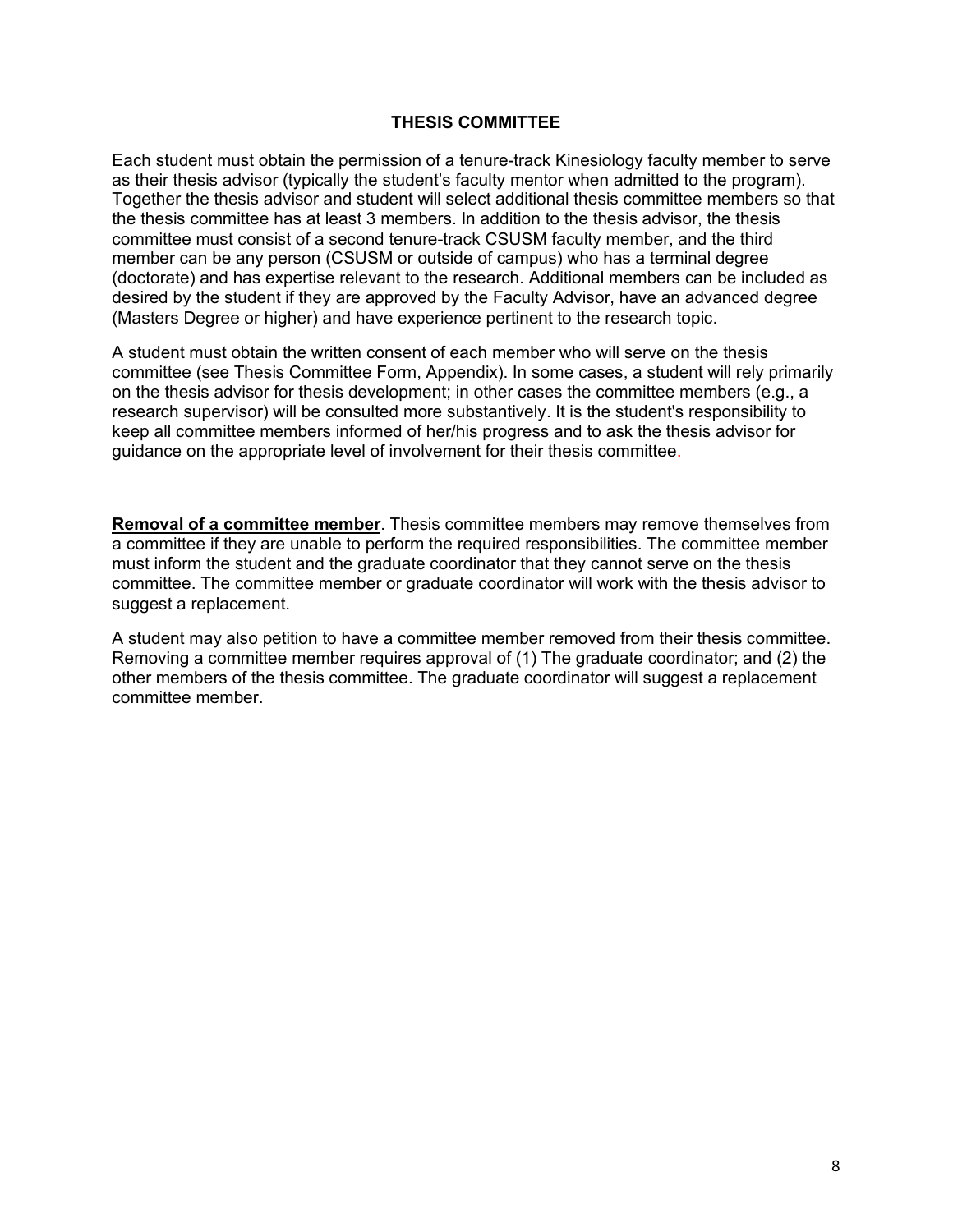## THESIS COMMITTEE

Each student must obtain the permission of a tenure-track Kinesiology faculty member to serve as their thesis advisor (typically the student's faculty mentor when admitted to the program). Together the thesis advisor and student will select additional thesis committee members so that the thesis committee has at least 3 members. In addition to the thesis advisor, the thesis committee must consist of a second tenure-track CSUSM faculty member, and the third member can be any person (CSUSM or outside of campus) who has a terminal degree (doctorate) and has expertise relevant to the research. Additional members can be included as desired by the student if they are approved by the Faculty Advisor, have an advanced degree (Masters Degree or higher) and have experience pertinent to the research topic.

A student must obtain the written consent of each member who will serve on the thesis committee (see Thesis Committee Form, Appendix). In some cases, a student will rely primarily on the thesis advisor for thesis development; in other cases the committee members (e.g., a research supervisor) will be consulted more substantively. It is the student's responsibility to keep all committee members informed of her/his progress and to ask the thesis advisor for guidance on the appropriate level of involvement for their thesis committee.

**Removal of a committee member**. Thesis committee members may remove themselves from a committee if they are unable to perform the required responsibilities. The committee member must inform the student and the graduate coordinator that they cannot serve on the thesis committee. The committee member or graduate coordinator will work with the thesis advisor to suggest a replacement.

A student may also petition to have a committee member removed from their thesis committee. Removing a committee member requires approval of (1) The graduate coordinator; and (2) the other members of the thesis committee. The graduate coordinator will suggest a replacement committee member.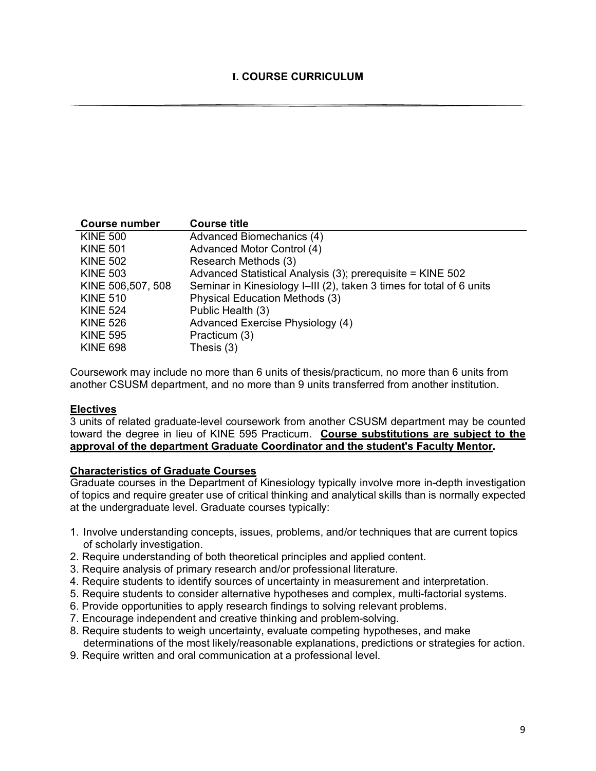# I. COURSE CURRICULUM

| Course number | Course title |
|---|---|
| KINE 500 | Advanced Biomechanics (4) |
| KINE 501 | Advanced Motor Control (4) |
| KINE 502 | Research Methods (3) |
| KINE 503 | Advanced Statistical Analysis (3); prerequisite = KINE 502 |
| KINE 506,507, 508 | Seminar in Kinesiology I–III (2), taken 3 times for total of 6 units |
| KINE 510 | Physical Education Methods (3) |
| KINE 524 | Public Health (3) |
| KINE 526 | Advanced Exercise Physiology (4) |
| KINE 595 | Practicum (3) |
| KINE 698 | Thesis (3) |

Coursework may include no more than 6 units of thesis/practicum, no more than 6 units from another CSUSM department, and no more than 9 units transferred from another institution.

**Electives**

3 units of related graduate-level coursework from another CSUSM department may be counted toward the degree in lieu of KINE 595 Practicum. **Course substitutions are subject to the approval of the department Graduate Coordinator and the student's Faculty Mentor.**

**Characteristics of Graduate Courses**

Graduate courses in the Department of Kinesiology typically involve more in-depth investigation of topics and require greater use of critical thinking and analytical skills than is normally expected at the undergraduate level. Graduate courses typically:

1. Involve understanding concepts, issues, problems, and/or techniques that are current topics of scholarly investigation.
2. Require understanding of both theoretical principles and applied content.
3. Require analysis of primary research and/or professional literature.
4. Require students to identify sources of uncertainty in measurement and interpretation.
5. Require students to consider alternative hypotheses and complex, multi-factorial systems.
6. Provide opportunities to apply research findings to solving relevant problems.
7. Encourage independent and creative thinking and problem-solving.
8. Require students to weigh uncertainty, evaluate competing hypotheses, and make determinations of the most likely/reasonable explanations, predictions or strategies for action.
9. Require written and oral communication at a professional level.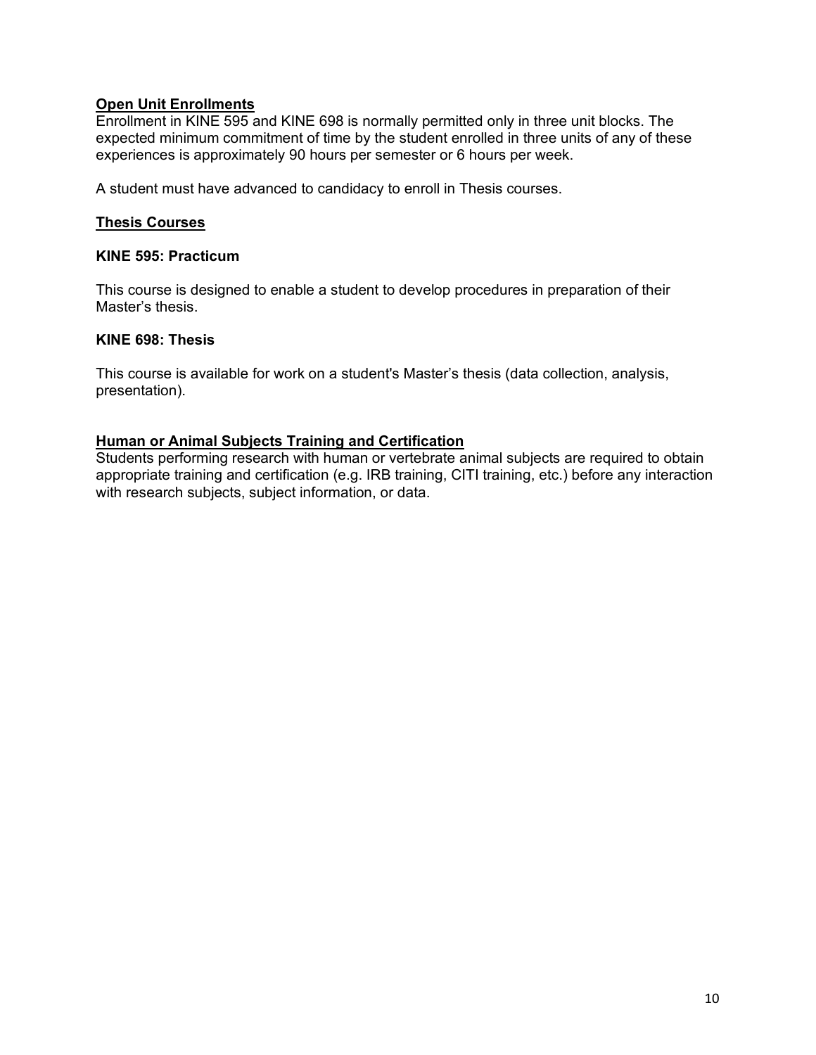## Open Unit Enrollments

Enrollment in KINE 595 and KINE 698 is normally permitted only in three unit blocks. The expected minimum commitment of time by the student enrolled in three units of any of these experiences is approximately 90 hours per semester or 6 hours per week.

A student must have advanced to candidacy to enroll in Thesis courses.

## Thesis Courses

### KINE 595: Practicum

This course is designed to enable a student to develop procedures in preparation of their Master's thesis.

### KINE 698: Thesis

This course is available for work on a student's Master's thesis (data collection, analysis, presentation).

## Human or Animal Subjects Training and Certification

Students performing research with human or vertebrate animal subjects are required to obtain appropriate training and certification (e.g. IRB training, CITI training, etc.) before any interaction with research subjects, subject information, or data.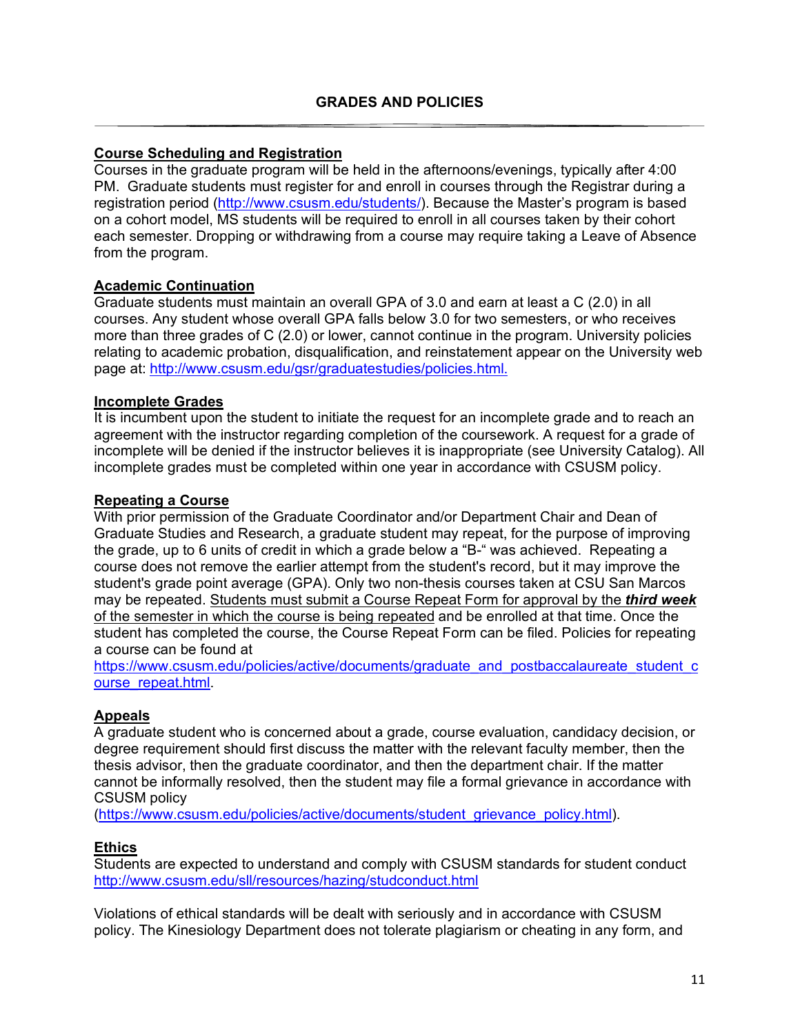## GRADES AND POLICIES

### Course Scheduling and Registration

Courses in the graduate program will be held in the afternoons/evenings, typically after 4:00 PM. Graduate students must register for and enroll in courses through the Registrar during a registration period (http://www.csusm.edu/students/). Because the Master's program is based on a cohort model, MS students will be required to enroll in all courses taken by their cohort each semester. Dropping or withdrawing from a course may require taking a Leave of Absence from the program.

### Academic Continuation

Graduate students must maintain an overall GPA of 3.0 and earn at least a C (2.0) in all courses. Any student whose overall GPA falls below 3.0 for two semesters, or who receives more than three grades of C (2.0) or lower, cannot continue in the program. University policies relating to academic probation, disqualification, and reinstatement appear on the University web page at: http://www.csusm.edu/gsr/graduatestudies/policies.html.

### Incomplete Grades

It is incumbent upon the student to initiate the request for an incomplete grade and to reach an agreement with the instructor regarding completion of the coursework. A request for a grade of incomplete will be denied if the instructor believes it is inappropriate (see University Catalog). All incomplete grades must be completed within one year in accordance with CSUSM policy.

### Repeating a Course

With prior permission of the Graduate Coordinator and/or Department Chair and Dean of Graduate Studies and Research, a graduate student may repeat, for the purpose of improving the grade, up to 6 units of credit in which a grade below a "B-" was achieved. Repeating a course does not remove the earlier attempt from the student's record, but it may improve the student's grade point average (GPA). Only two non-thesis courses taken at CSU San Marcos may be repeated. <u>Students must submit a Course Repeat Form for approval by the ***third week*** of the semester in which the course is being repeated</u> and be enrolled at that time. Once the student has completed the course, the Course Repeat Form can be filed. Policies for repeating a course can be found at https://www.csusm.edu/policies/active/documents/graduate_and_postbaccalaureate_student_course_repeat.html.

### Appeals

A graduate student who is concerned about a grade, course evaluation, candidacy decision, or degree requirement should first discuss the matter with the relevant faculty member, then the thesis advisor, then the graduate coordinator, and then the department chair. If the matter cannot be informally resolved, then the student may file a formal grievance in accordance with CSUSM policy (https://www.csusm.edu/policies/active/documents/student_grievance_policy.html).

### Ethics

Students are expected to understand and comply with CSUSM standards for student conduct http://www.csusm.edu/sll/resources/hazing/studconduct.html

Violations of ethical standards will be dealt with seriously and in accordance with CSUSM policy. The Kinesiology Department does not tolerate plagiarism or cheating in any form, and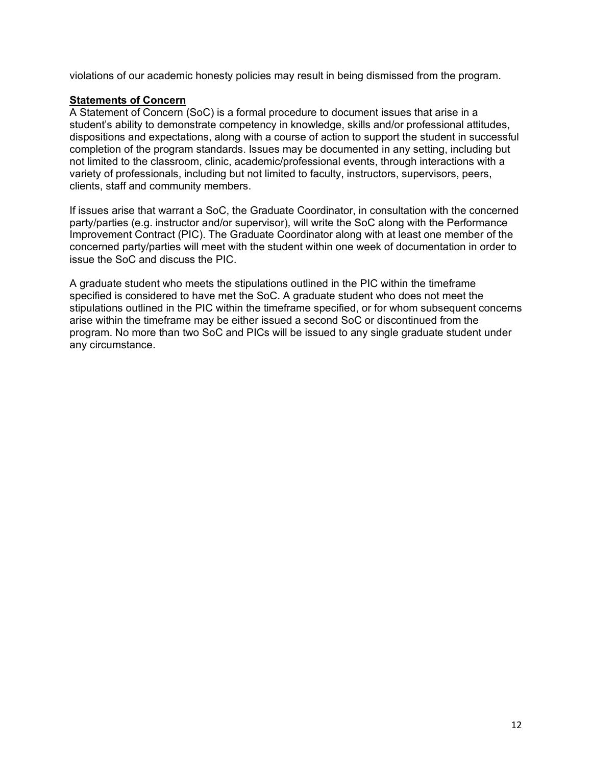violations of our academic honesty policies may result in being dismissed from the program.

**Statements of Concern**

A Statement of Concern (SoC) is a formal procedure to document issues that arise in a student's ability to demonstrate competency in knowledge, skills and/or professional attitudes, dispositions and expectations, along with a course of action to support the student in successful completion of the program standards. Issues may be documented in any setting, including but not limited to the classroom, clinic, academic/professional events, through interactions with a variety of professionals, including but not limited to faculty, instructors, supervisors, peers, clients, staff and community members.

If issues arise that warrant a SoC, the Graduate Coordinator, in consultation with the concerned party/parties (e.g. instructor and/or supervisor), will write the SoC along with the Performance Improvement Contract (PIC). The Graduate Coordinator along with at least one member of the concerned party/parties will meet with the student within one week of documentation in order to issue the SoC and discuss the PIC.

A graduate student who meets the stipulations outlined in the PIC within the timeframe specified is considered to have met the SoC. A graduate student who does not meet the stipulations outlined in the PIC within the timeframe specified, or for whom subsequent concerns arise within the timeframe may be either issued a second SoC or discontinued from the program. No more than two SoC and PICs will be issued to any single graduate student under any circumstance.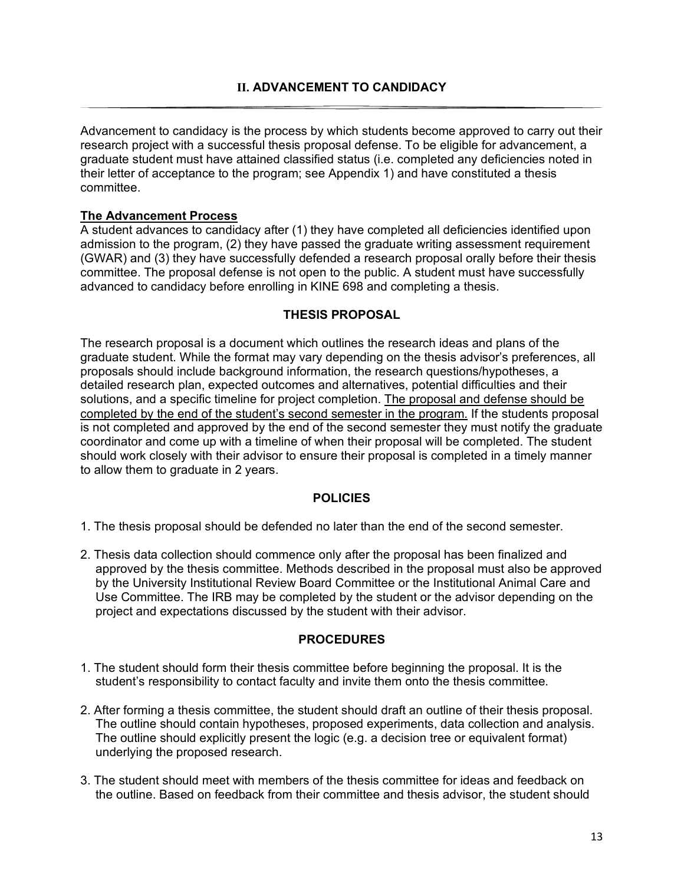## II. ADVANCEMENT TO CANDIDACY

Advancement to candidacy is the process by which students become approved to carry out their research project with a successful thesis proposal defense. To be eligible for advancement, a graduate student must have attained classified status (i.e. completed any deficiencies noted in their letter of acceptance to the program; see Appendix 1) and have constituted a thesis committee.

**The Advancement Process**

A student advances to candidacy after (1) they have completed all deficiencies identified upon admission to the program, (2) they have passed the graduate writing assessment requirement (GWAR) and (3) they have successfully defended a research proposal orally before their thesis committee. The proposal defense is not open to the public. A student must have successfully advanced to candidacy before enrolling in KINE 698 and completing a thesis.

### THESIS PROPOSAL

The research proposal is a document which outlines the research ideas and plans of the graduate student. While the format may vary depending on the thesis advisor's preferences, all proposals should include background information, the research questions/hypotheses, a detailed research plan, expected outcomes and alternatives, potential difficulties and their solutions, and a specific timeline for project completion. The proposal and defense should be completed by the end of the student's second semester in the program. If the students proposal is not completed and approved by the end of the second semester they must notify the graduate coordinator and come up with a timeline of when their proposal will be completed. The student should work closely with their advisor to ensure their proposal is completed in a timely manner to allow them to graduate in 2 years.

### POLICIES

1. The thesis proposal should be defended no later than the end of the second semester.
2. Thesis data collection should commence only after the proposal has been finalized and approved by the thesis committee. Methods described in the proposal must also be approved by the University Institutional Review Board Committee or the Institutional Animal Care and Use Committee. The IRB may be completed by the student or the advisor depending on the project and expectations discussed by the student with their advisor.

### PROCEDURES

1. The student should form their thesis committee before beginning the proposal. It is the student's responsibility to contact faculty and invite them onto the thesis committee.
2. After forming a thesis committee, the student should draft an outline of their thesis proposal. The outline should contain hypotheses, proposed experiments, data collection and analysis. The outline should explicitly present the logic (e.g. a decision tree or equivalent format) underlying the proposed research.
3. The student should meet with members of the thesis committee for ideas and feedback on the outline. Based on feedback from their committee and thesis advisor, the student should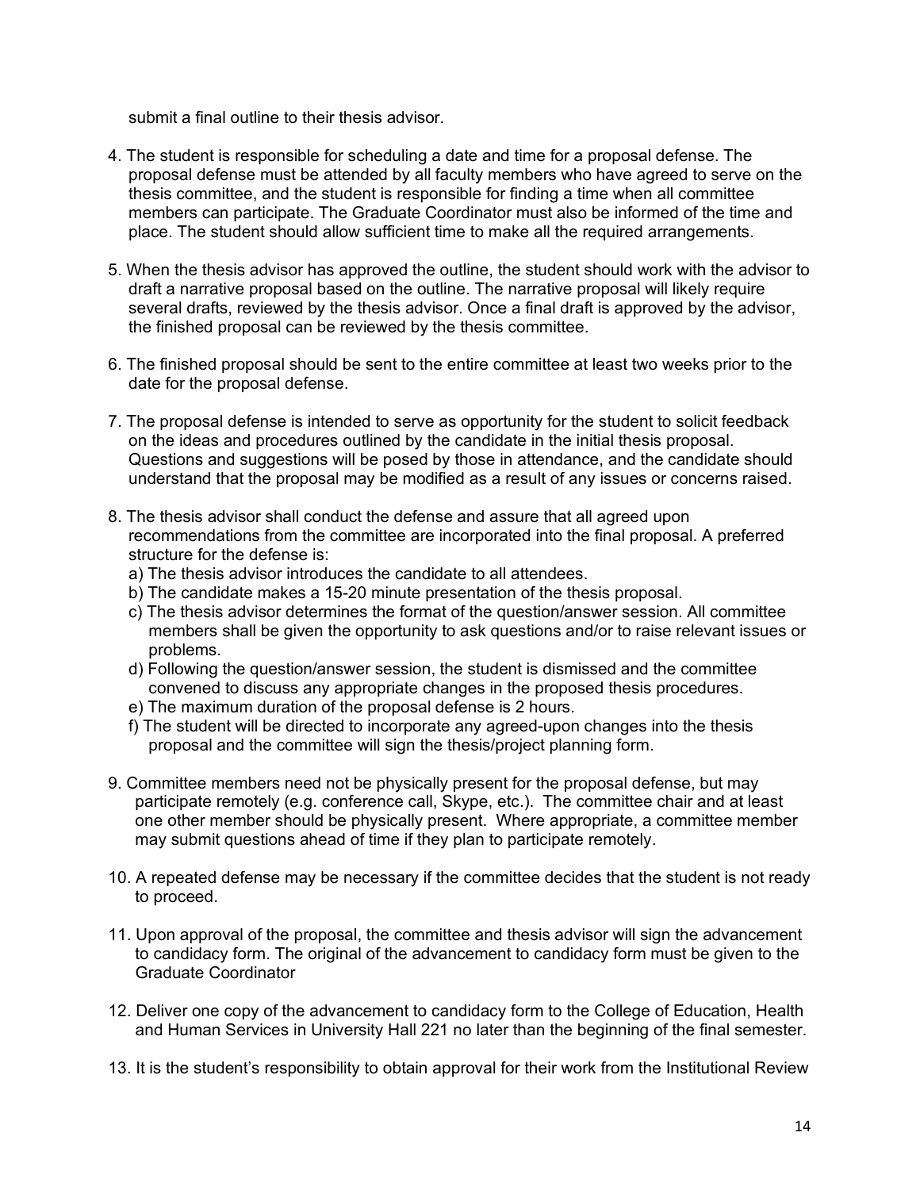submit a final outline to their thesis advisor.

4. The student is responsible for scheduling a date and time for a proposal defense. The proposal defense must be attended by all faculty members who have agreed to serve on the thesis committee, and the student is responsible for finding a time when all committee members can participate. The Graduate Coordinator must also be informed of the time and place. The student should allow sufficient time to make all the required arrangements.

5. When the thesis advisor has approved the outline, the student should work with the advisor to draft a narrative proposal based on the outline. The narrative proposal will likely require several drafts, reviewed by the thesis advisor. Once a final draft is approved by the advisor, the finished proposal can be reviewed by the thesis committee.

6. The finished proposal should be sent to the entire committee at least two weeks prior to the date for the proposal defense.

7. The proposal defense is intended to serve as opportunity for the student to solicit feedback on the ideas and procedures outlined by the candidate in the initial thesis proposal. Questions and suggestions will be posed by those in attendance, and the candidate should understand that the proposal may be modified as a result of any issues or concerns raised.

8. The thesis advisor shall conduct the defense and assure that all agreed upon recommendations from the committee are incorporated into the final proposal. A preferred structure for the defense is:
   a) The thesis advisor introduces the candidate to all attendees.
   b) The candidate makes a 15-20 minute presentation of the thesis proposal.
   c) The thesis advisor determines the format of the question/answer session. All committee members shall be given the opportunity to ask questions and/or to raise relevant issues or problems.
   d) Following the question/answer session, the student is dismissed and the committee convened to discuss any appropriate changes in the proposed thesis procedures.
   e) The maximum duration of the proposal defense is 2 hours.
   f) The student will be directed to incorporate any agreed-upon changes into the thesis proposal and the committee will sign the thesis/project planning form.

9. Committee members need not be physically present for the proposal defense, but may participate remotely (e.g. conference call, Skype, etc.). The committee chair and at least one other member should be physically present. Where appropriate, a committee member may submit questions ahead of time if they plan to participate remotely.

10. A repeated defense may be necessary if the committee decides that the student is not ready to proceed.

11. Upon approval of the proposal, the committee and thesis advisor will sign the advancement to candidacy form. The original of the advancement to candidacy form must be given to the Graduate Coordinator

12. Deliver one copy of the advancement to candidacy form to the College of Education, Health and Human Services in University Hall 221 no later than the beginning of the final semester.

13. It is the student's responsibility to obtain approval for their work from the Institutional Review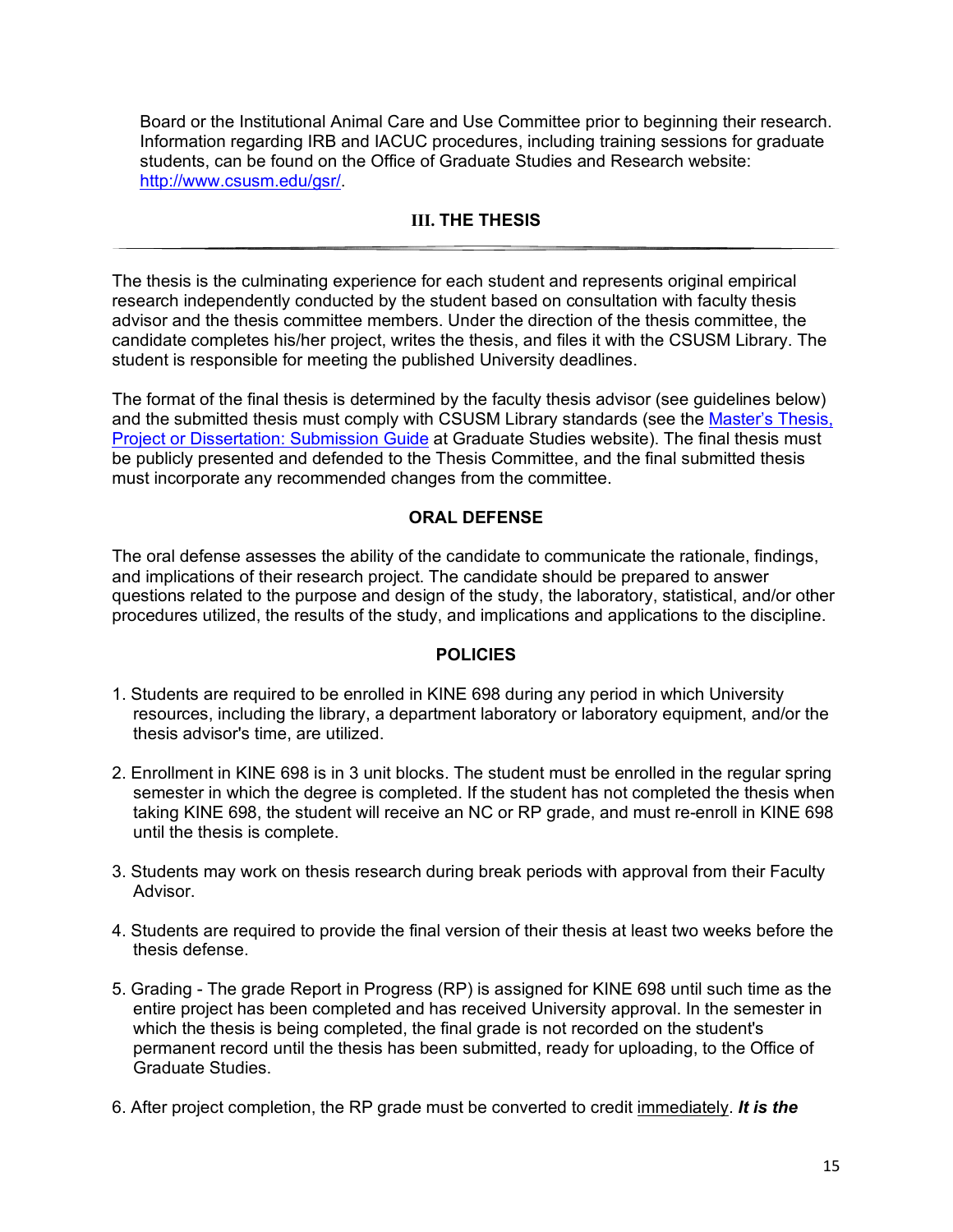Board or the Institutional Animal Care and Use Committee prior to beginning their research. Information regarding IRB and IACUC procedures, including training sessions for graduate students, can be found on the Office of Graduate Studies and Research website: [http://www.csusm.edu/gsr/](http://www.csusm.edu/gsr/).

## III. THE THESIS

The thesis is the culminating experience for each student and represents original empirical research independently conducted by the student based on consultation with faculty thesis advisor and the thesis committee members. Under the direction of the thesis committee, the candidate completes his/her project, writes the thesis, and files it with the CSUSM Library. The student is responsible for meeting the published University deadlines.

The format of the final thesis is determined by the faculty thesis advisor (see guidelines below) and the submitted thesis must comply with CSUSM Library standards (see the Master's Thesis, Project or Dissertation: Submission Guide at Graduate Studies website). The final thesis must be publicly presented and defended to the Thesis Committee, and the final submitted thesis must incorporate any recommended changes from the committee.

### ORAL DEFENSE

The oral defense assesses the ability of the candidate to communicate the rationale, findings, and implications of their research project. The candidate should be prepared to answer questions related to the purpose and design of the study, the laboratory, statistical, and/or other procedures utilized, the results of the study, and implications and applications to the discipline.

### POLICIES

1. Students are required to be enrolled in KINE 698 during any period in which University resources, including the library, a department laboratory or laboratory equipment, and/or the thesis advisor's time, are utilized.

2. Enrollment in KINE 698 is in 3 unit blocks. The student must be enrolled in the regular spring semester in which the degree is completed. If the student has not completed the thesis when taking KINE 698, the student will receive an NC or RP grade, and must re-enroll in KINE 698 until the thesis is complete.

3. Students may work on thesis research during break periods with approval from their Faculty Advisor.

4. Students are required to provide the final version of their thesis at least two weeks before the thesis defense.

5. Grading - The grade Report in Progress (RP) is assigned for KINE 698 until such time as the entire project has been completed and has received University approval. In the semester in which the thesis is being completed, the final grade is not recorded on the student's permanent record until the thesis has been submitted, ready for uploading, to the Office of Graduate Studies.

6. After project completion, the RP grade must be converted to credit immediately. ***It is the***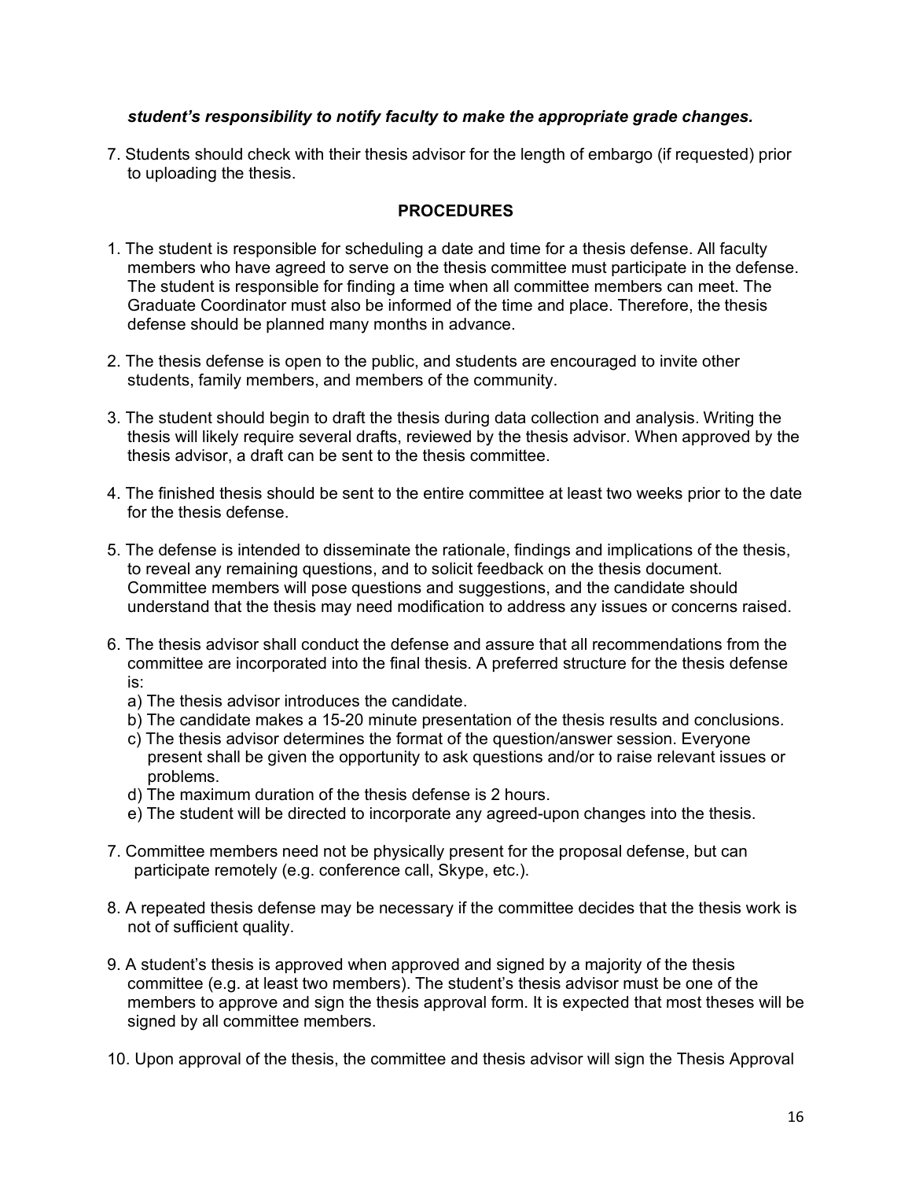***student's responsibility to notify faculty to make the appropriate grade changes.***

7. Students should check with their thesis advisor for the length of embargo (if requested) prior to uploading the thesis.

## PROCEDURES

1. The student is responsible for scheduling a date and time for a thesis defense. All faculty members who have agreed to serve on the thesis committee must participate in the defense. The student is responsible for finding a time when all committee members can meet. The Graduate Coordinator must also be informed of the time and place. Therefore, the thesis defense should be planned many months in advance.

2. The thesis defense is open to the public, and students are encouraged to invite other students, family members, and members of the community.

3. The student should begin to draft the thesis during data collection and analysis. Writing the thesis will likely require several drafts, reviewed by the thesis advisor. When approved by the thesis advisor, a draft can be sent to the thesis committee.

4. The finished thesis should be sent to the entire committee at least two weeks prior to the date for the thesis defense.

5. The defense is intended to disseminate the rationale, findings and implications of the thesis, to reveal any remaining questions, and to solicit feedback on the thesis document. Committee members will pose questions and suggestions, and the candidate should understand that the thesis may need modification to address any issues or concerns raised.

6. The thesis advisor shall conduct the defense and assure that all recommendations from the committee are incorporated into the final thesis. A preferred structure for the thesis defense is:
   a) The thesis advisor introduces the candidate.
   b) The candidate makes a 15-20 minute presentation of the thesis results and conclusions.
   c) The thesis advisor determines the format of the question/answer session. Everyone present shall be given the opportunity to ask questions and/or to raise relevant issues or problems.
   d) The maximum duration of the thesis defense is 2 hours.
   e) The student will be directed to incorporate any agreed-upon changes into the thesis.

7. Committee members need not be physically present for the proposal defense, but can participate remotely (e.g. conference call, Skype, etc.).

8. A repeated thesis defense may be necessary if the committee decides that the thesis work is not of sufficient quality.

9. A student's thesis is approved when approved and signed by a majority of the thesis committee (e.g. at least two members). The student's thesis advisor must be one of the members to approve and sign the thesis approval form. It is expected that most theses will be signed by all committee members.

10. Upon approval of the thesis, the committee and thesis advisor will sign the Thesis Approval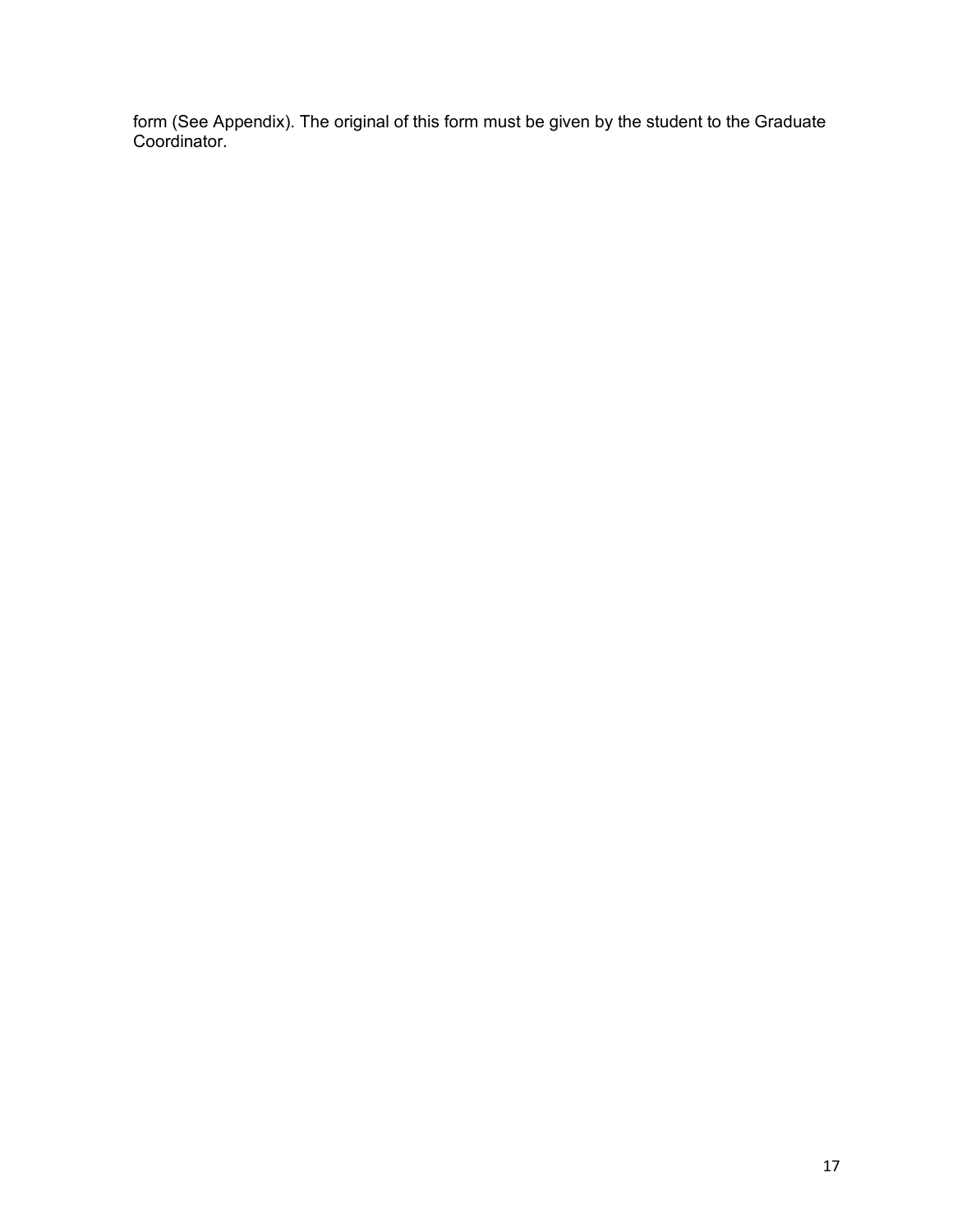form (See Appendix). The original of this form must be given by the student to the Graduate Coordinator.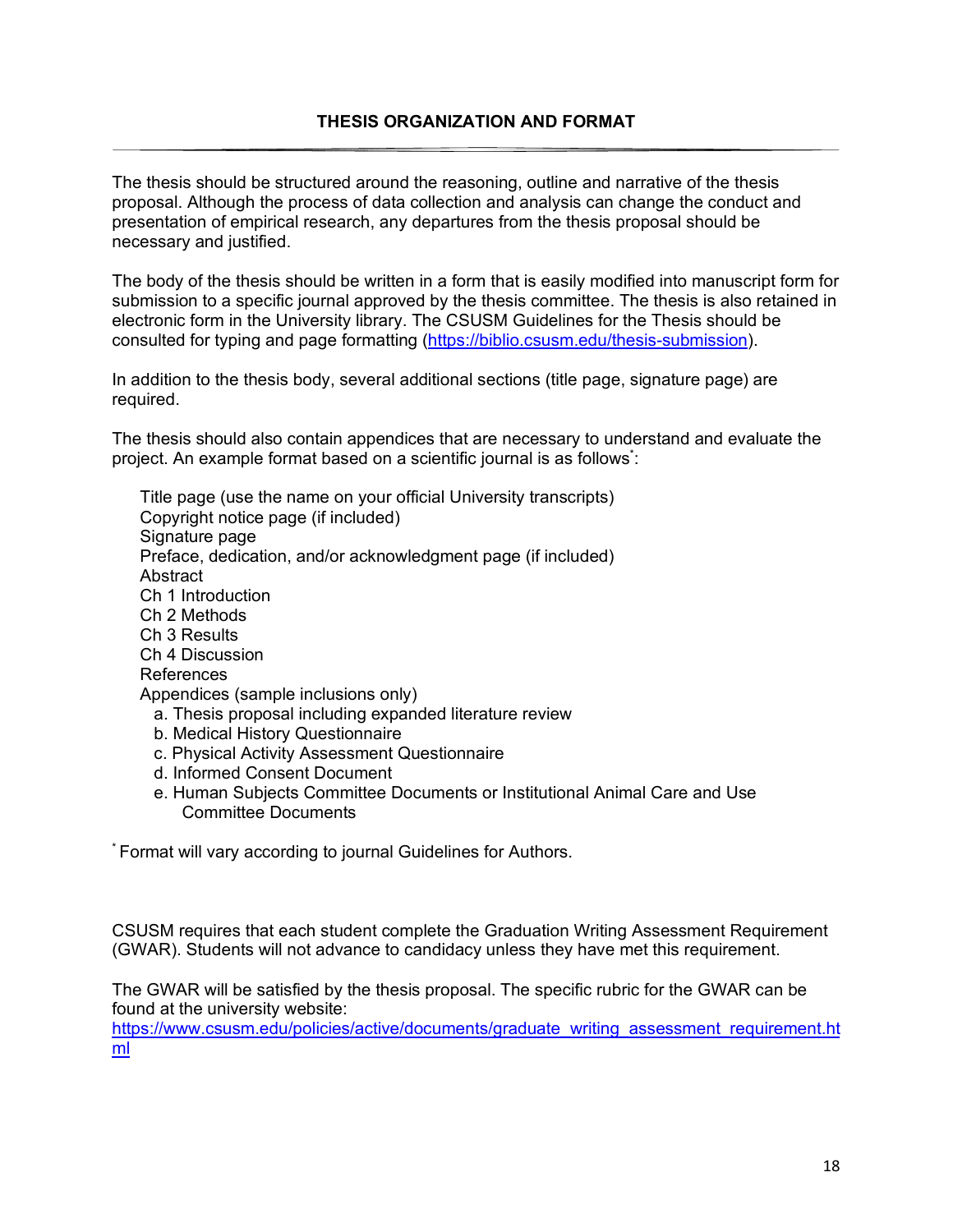## THESIS ORGANIZATION AND FORMAT

The thesis should be structured around the reasoning, outline and narrative of the thesis proposal. Although the process of data collection and analysis can change the conduct and presentation of empirical research, any departures from the thesis proposal should be necessary and justified.

The body of the thesis should be written in a form that is easily modified into manuscript form for submission to a specific journal approved by the thesis committee. The thesis is also retained in electronic form in the University library. The CSUSM Guidelines for the Thesis should be consulted for typing and page formatting (https://biblio.csusm.edu/thesis-submission).

In addition to the thesis body, several additional sections (title page, signature page) are required.

The thesis should also contain appendices that are necessary to understand and evaluate the project. An example format based on a scientific journal is as follows*:

- Title page (use the name on your official University transcripts)
- Copyright notice page (if included)
- Signature page
- Preface, dedication, and/or acknowledgment page (if included)
- Abstract
- Ch 1 Introduction
- Ch 2 Methods
- Ch 3 Results
- Ch 4 Discussion
- References
- Appendices (sample inclusions only)
  - a. Thesis proposal including expanded literature review
  - b. Medical History Questionnaire
  - c. Physical Activity Assessment Questionnaire
  - d. Informed Consent Document
  - e. Human Subjects Committee Documents or Institutional Animal Care and Use Committee Documents

* Format will vary according to journal Guidelines for Authors.

CSUSM requires that each student complete the Graduation Writing Assessment Requirement (GWAR). Students will not advance to candidacy unless they have met this requirement.

The GWAR will be satisfied by the thesis proposal. The specific rubric for the GWAR can be found at the university website:
https://www.csusm.edu/policies/active/documents/graduate_writing_assessment_requirement.html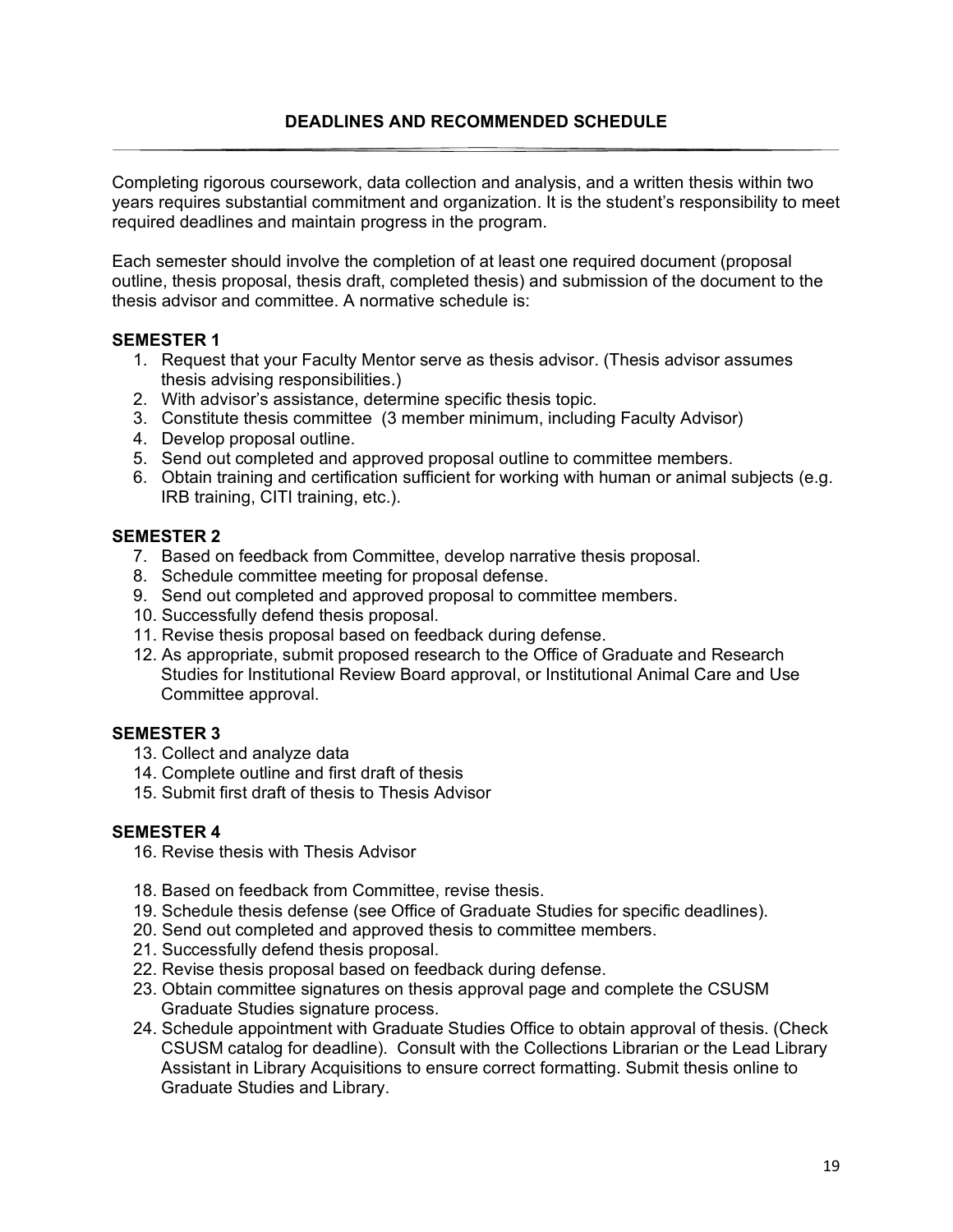## DEADLINES AND RECOMMENDED SCHEDULE

Completing rigorous coursework, data collection and analysis, and a written thesis within two years requires substantial commitment and organization. It is the student's responsibility to meet required deadlines and maintain progress in the program.

Each semester should involve the completion of at least one required document (proposal outline, thesis proposal, thesis draft, completed thesis) and submission of the document to the thesis advisor and committee. A normative schedule is:

**SEMESTER 1**

1. Request that your Faculty Mentor serve as thesis advisor. (Thesis advisor assumes thesis advising responsibilities.)
2. With advisor's assistance, determine specific thesis topic.
3. Constitute thesis committee (3 member minimum, including Faculty Advisor)
4. Develop proposal outline.
5. Send out completed and approved proposal outline to committee members.
6. Obtain training and certification sufficient for working with human or animal subjects (e.g. IRB training, CITI training, etc.).

**SEMESTER 2**

7. Based on feedback from Committee, develop narrative thesis proposal.
8. Schedule committee meeting for proposal defense.
9. Send out completed and approved proposal to committee members.
10. Successfully defend thesis proposal.
11. Revise thesis proposal based on feedback during defense.
12. As appropriate, submit proposed research to the Office of Graduate and Research Studies for Institutional Review Board approval, or Institutional Animal Care and Use Committee approval.

**SEMESTER 3**

13. Collect and analyze data
14. Complete outline and first draft of thesis
15. Submit first draft of thesis to Thesis Advisor

**SEMESTER 4**

16. Revise thesis with Thesis Advisor

18. Based on feedback from Committee, revise thesis.
19. Schedule thesis defense (see Office of Graduate Studies for specific deadlines).
20. Send out completed and approved thesis to committee members.
21. Successfully defend thesis proposal.
22. Revise thesis proposal based on feedback during defense.
23. Obtain committee signatures on thesis approval page and complete the CSUSM Graduate Studies signature process.
24. Schedule appointment with Graduate Studies Office to obtain approval of thesis. (Check CSUSM catalog for deadline). Consult with the Collections Librarian or the Lead Library Assistant in Library Acquisitions to ensure correct formatting. Submit thesis online to Graduate Studies and Library.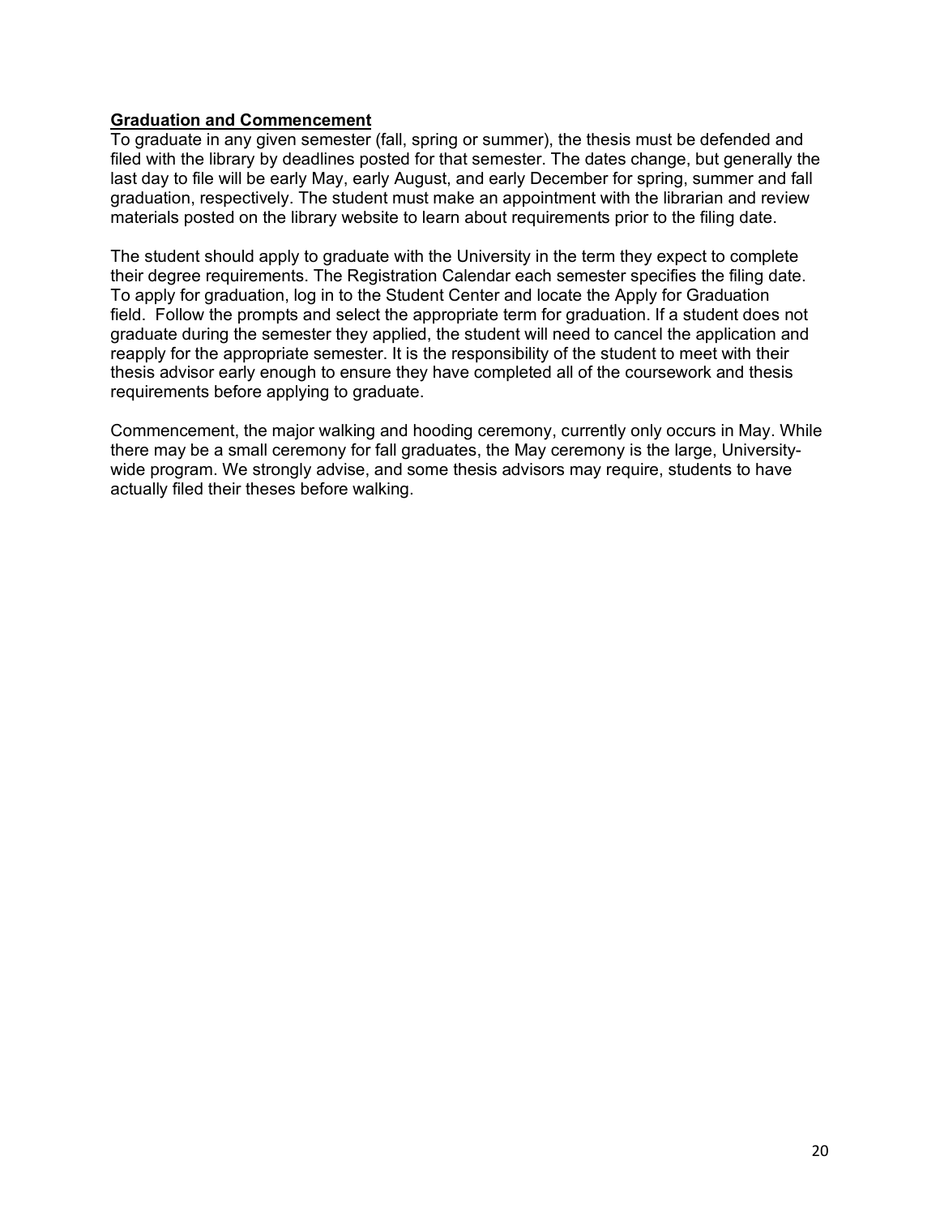**Graduation and Commencement**

To graduate in any given semester (fall, spring or summer), the thesis must be defended and filed with the library by deadlines posted for that semester. The dates change, but generally the last day to file will be early May, early August, and early December for spring, summer and fall graduation, respectively. The student must make an appointment with the librarian and review materials posted on the library website to learn about requirements prior to the filing date.

The student should apply to graduate with the University in the term they expect to complete their degree requirements. The Registration Calendar each semester specifies the filing date. To apply for graduation, log in to the Student Center and locate the Apply for Graduation field. Follow the prompts and select the appropriate term for graduation. If a student does not graduate during the semester they applied, the student will need to cancel the application and reapply for the appropriate semester. It is the responsibility of the student to meet with their thesis advisor early enough to ensure they have completed all of the coursework and thesis requirements before applying to graduate.

Commencement, the major walking and hooding ceremony, currently only occurs in May. While there may be a small ceremony for fall graduates, the May ceremony is the large, University-wide program. We strongly advise, and some thesis advisors may require, students to have actually filed their theses before walking.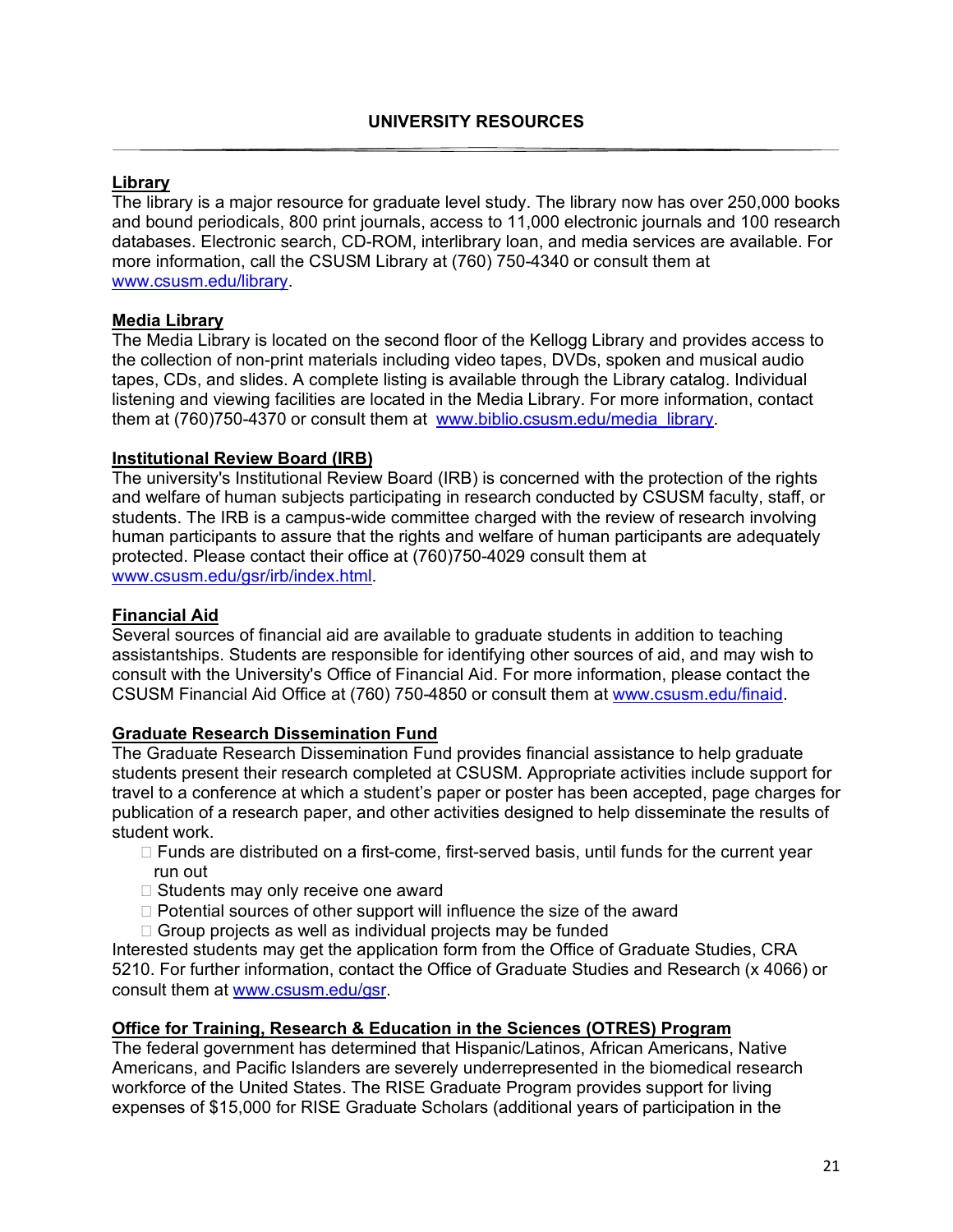## UNIVERSITY RESOURCES

### Library

The library is a major resource for graduate level study. The library now has over 250,000 books and bound periodicals, 800 print journals, access to 11,000 electronic journals and 100 research databases. Electronic search, CD-ROM, interlibrary loan, and media services are available. For more information, call the CSUSM Library at (760) 750-4340 or consult them at www.csusm.edu/library.

### Media Library

The Media Library is located on the second floor of the Kellogg Library and provides access to the collection of non-print materials including video tapes, DVDs, spoken and musical audio tapes, CDs, and slides. A complete listing is available through the Library catalog. Individual listening and viewing facilities are located in the Media Library. For more information, contact them at (760)750-4370 or consult them at www.biblio.csusm.edu/media_library.

### Institutional Review Board (IRB)

The university's Institutional Review Board (IRB) is concerned with the protection of the rights and welfare of human subjects participating in research conducted by CSUSM faculty, staff, or students. The IRB is a campus-wide committee charged with the review of research involving human participants to assure that the rights and welfare of human participants are adequately protected. Please contact their office at (760)750-4029 consult them at www.csusm.edu/gsr/irb/index.html.

### Financial Aid

Several sources of financial aid are available to graduate students in addition to teaching assistantships. Students are responsible for identifying other sources of aid, and may wish to consult with the University's Office of Financial Aid. For more information, please contact the CSUSM Financial Aid Office at (760) 750-4850 or consult them at www.csusm.edu/finaid.

### Graduate Research Dissemination Fund

The Graduate Research Dissemination Fund provides financial assistance to help graduate students present their research completed at CSUSM. Appropriate activities include support for travel to a conference at which a student's paper or poster has been accepted, page charges for publication of a research paper, and other activities designed to help disseminate the results of student work.

- Funds are distributed on a first-come, first-served basis, until funds for the current year run out
- Students may only receive one award
- Potential sources of other support will influence the size of the award
- Group projects as well as individual projects may be funded

Interested students may get the application form from the Office of Graduate Studies, CRA 5210. For further information, contact the Office of Graduate Studies and Research (x 4066) or consult them at www.csusm.edu/gsr.

### Office for Training, Research & Education in the Sciences (OTRES) Program

The federal government has determined that Hispanic/Latinos, African Americans, Native Americans, and Pacific Islanders are severely underrepresented in the biomedical research workforce of the United States. The RISE Graduate Program provides support for living expenses of $15,000 for RISE Graduate Scholars (additional years of participation in the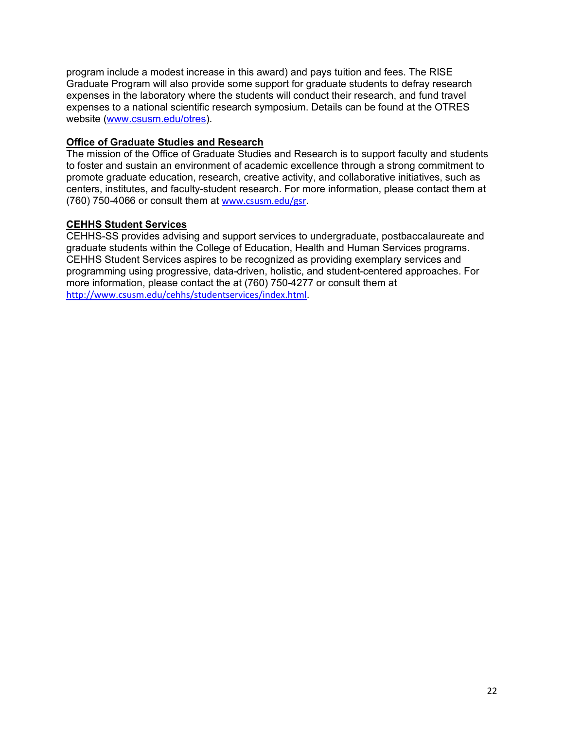program include a modest increase in this award) and pays tuition and fees. The RISE Graduate Program will also provide some support for graduate students to defray research expenses in the laboratory where the students will conduct their research, and fund travel expenses to a national scientific research symposium. Details can be found at the OTRES website (www.csusm.edu/otres).

**Office of Graduate Studies and Research**

The mission of the Office of Graduate Studies and Research is to support faculty and students to foster and sustain an environment of academic excellence through a strong commitment to promote graduate education, research, creative activity, and collaborative initiatives, such as centers, institutes, and faculty-student research. For more information, please contact them at (760) 750-4066 or consult them at www.csusm.edu/gsr.

**CEHHS Student Services**

CEHHS-SS provides advising and support services to undergraduate, postbaccalaureate and graduate students within the College of Education, Health and Human Services programs. CEHHS Student Services aspires to be recognized as providing exemplary services and programming using progressive, data-driven, holistic, and student-centered approaches. For more information, please contact the at (760) 750-4277 or consult them at http://www.csusm.edu/cehhs/studentservices/index.html.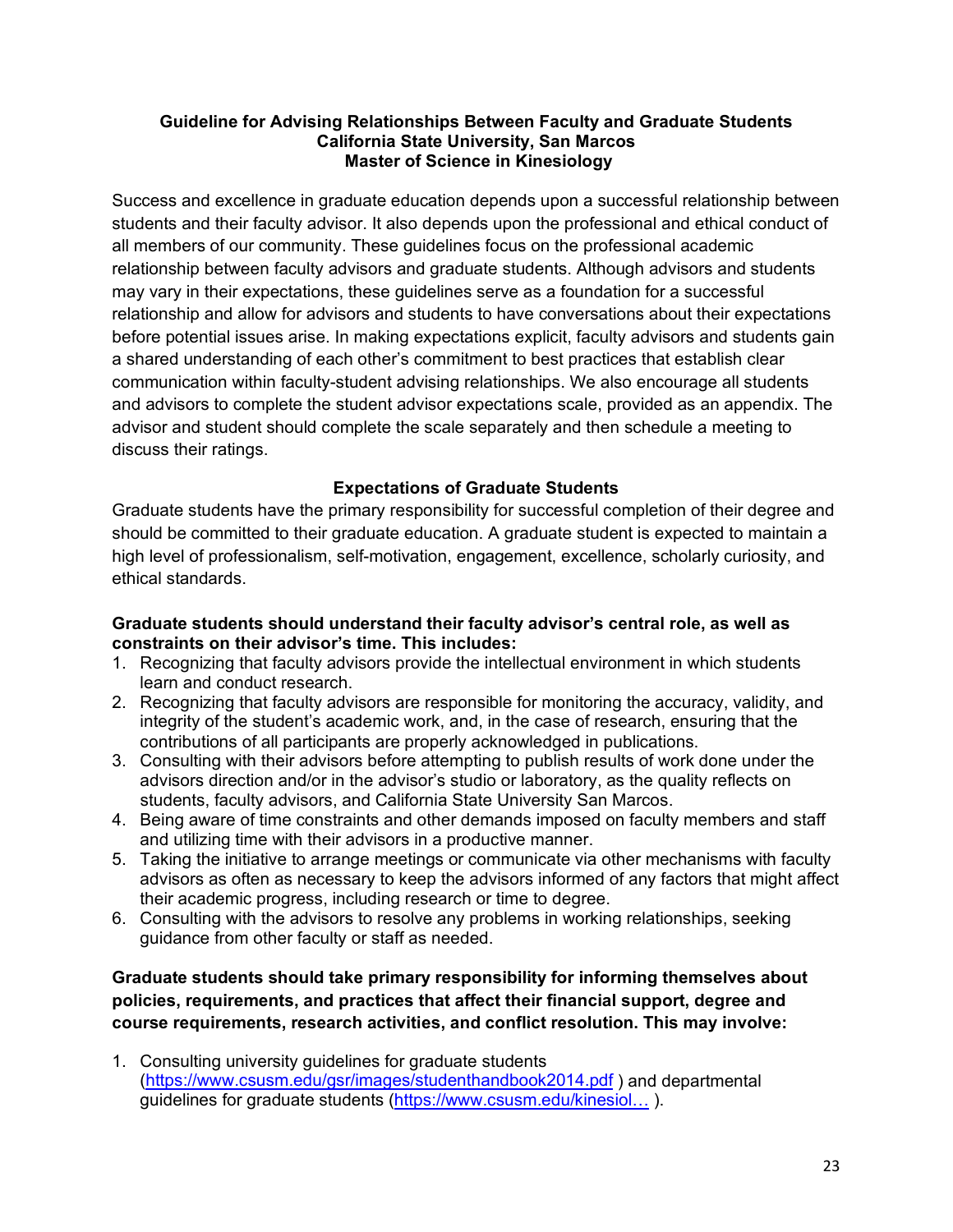**Guideline for Advising Relationships Between Faculty and Graduate Students**
**California State University, San Marcos**
**Master of Science in Kinesiology**

Success and excellence in graduate education depends upon a successful relationship between students and their faculty advisor. It also depends upon the professional and ethical conduct of all members of our community. These guidelines focus on the professional academic relationship between faculty advisors and graduate students. Although advisors and students may vary in their expectations, these guidelines serve as a foundation for a successful relationship and allow for advisors and students to have conversations about their expectations before potential issues arise. In making expectations explicit, faculty advisors and students gain a shared understanding of each other's commitment to best practices that establish clear communication within faculty-student advising relationships. We also encourage all students and advisors to complete the student advisor expectations scale, provided as an appendix. The advisor and student should complete the scale separately and then schedule a meeting to discuss their ratings.

## Expectations of Graduate Students

Graduate students have the primary responsibility for successful completion of their degree and should be committed to their graduate education. A graduate student is expected to maintain a high level of professionalism, self-motivation, engagement, excellence, scholarly curiosity, and ethical standards.

**Graduate students should understand their faculty advisor's central role, as well as constraints on their advisor's time. This includes:**

1. Recognizing that faculty advisors provide the intellectual environment in which students learn and conduct research.
2. Recognizing that faculty advisors are responsible for monitoring the accuracy, validity, and integrity of the student's academic work, and, in the case of research, ensuring that the contributions of all participants are properly acknowledged in publications.
3. Consulting with their advisors before attempting to publish results of work done under the advisors direction and/or in the advisor's studio or laboratory, as the quality reflects on students, faculty advisors, and California State University San Marcos.
4. Being aware of time constraints and other demands imposed on faculty members and staff and utilizing time with their advisors in a productive manner.
5. Taking the initiative to arrange meetings or communicate via other mechanisms with faculty advisors as often as necessary to keep the advisors informed of any factors that might affect their academic progress, including research or time to degree.
6. Consulting with the advisors to resolve any problems in working relationships, seeking guidance from other faculty or staff as needed.

**Graduate students should take primary responsibility for informing themselves about policies, requirements, and practices that affect their financial support, degree and course requirements, research activities, and conflict resolution. This may involve:**

1. Consulting university guidelines for graduate students (https://www.csusm.edu/gsr/images/studenthandbook2014.pdf ) and departmental guidelines for graduate students (https://www.csusm.edu/kinesiol… ).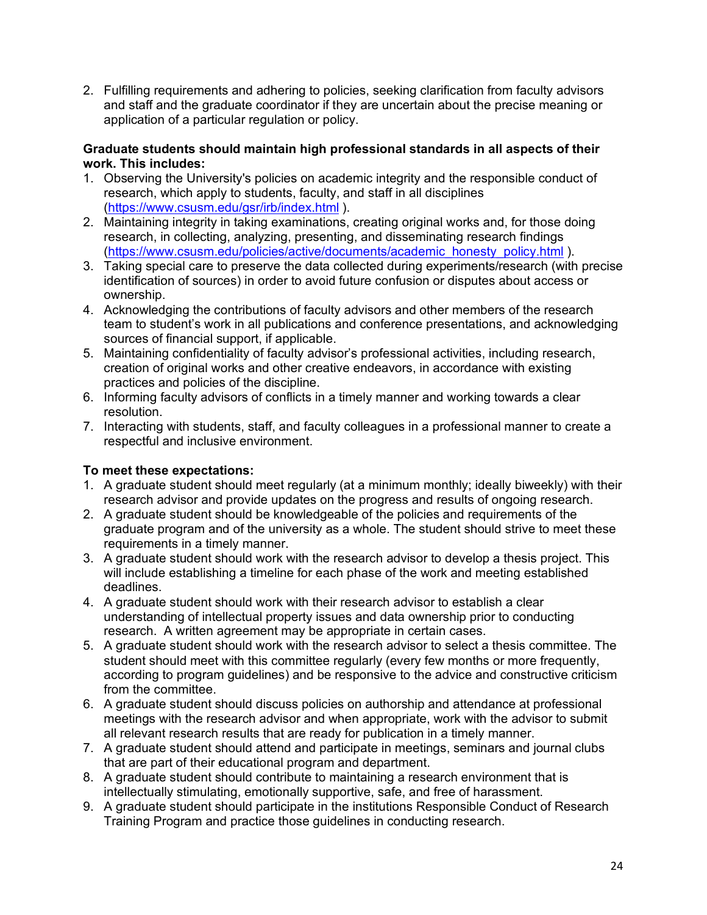2. Fulfilling requirements and adhering to policies, seeking clarification from faculty advisors and staff and the graduate coordinator if they are uncertain about the precise meaning or application of a particular regulation or policy.

**Graduate students should maintain high professional standards in all aspects of their work. This includes:**

1. Observing the University's policies on academic integrity and the responsible conduct of research, which apply to students, faculty, and staff in all disciplines (https://www.csusm.edu/gsr/irb/index.html ).
2. Maintaining integrity in taking examinations, creating original works and, for those doing research, in collecting, analyzing, presenting, and disseminating research findings (https://www.csusm.edu/policies/active/documents/academic_honesty_policy.html ).
3. Taking special care to preserve the data collected during experiments/research (with precise identification of sources) in order to avoid future confusion or disputes about access or ownership.
4. Acknowledging the contributions of faculty advisors and other members of the research team to student's work in all publications and conference presentations, and acknowledging sources of financial support, if applicable.
5. Maintaining confidentiality of faculty advisor's professional activities, including research, creation of original works and other creative endeavors, in accordance with existing practices and policies of the discipline.
6. Informing faculty advisors of conflicts in a timely manner and working towards a clear resolution.
7. Interacting with students, staff, and faculty colleagues in a professional manner to create a respectful and inclusive environment.

**To meet these expectations:**

1. A graduate student should meet regularly (at a minimum monthly; ideally biweekly) with their research advisor and provide updates on the progress and results of ongoing research.
2. A graduate student should be knowledgeable of the policies and requirements of the graduate program and of the university as a whole. The student should strive to meet these requirements in a timely manner.
3. A graduate student should work with the research advisor to develop a thesis project. This will include establishing a timeline for each phase of the work and meeting established deadlines.
4. A graduate student should work with their research advisor to establish a clear understanding of intellectual property issues and data ownership prior to conducting research. A written agreement may be appropriate in certain cases.
5. A graduate student should work with the research advisor to select a thesis committee. The student should meet with this committee regularly (every few months or more frequently, according to program guidelines) and be responsive to the advice and constructive criticism from the committee.
6. A graduate student should discuss policies on authorship and attendance at professional meetings with the research advisor and when appropriate, work with the advisor to submit all relevant research results that are ready for publication in a timely manner.
7. A graduate student should attend and participate in meetings, seminars and journal clubs that are part of their educational program and department.
8. A graduate student should contribute to maintaining a research environment that is intellectually stimulating, emotionally supportive, safe, and free of harassment.
9. A graduate student should participate in the institutions Responsible Conduct of Research Training Program and practice those guidelines in conducting research.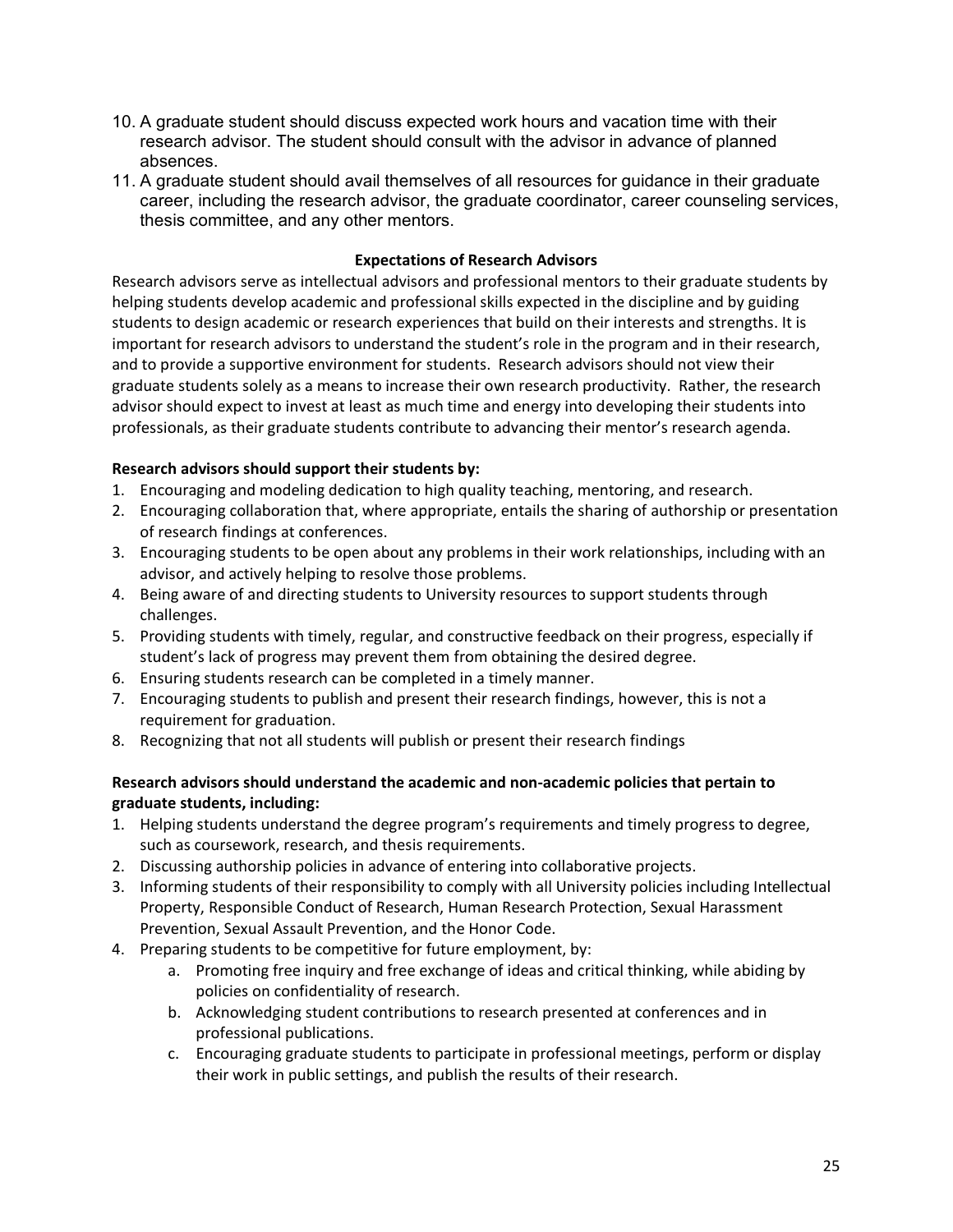10. A graduate student should discuss expected work hours and vacation time with their research advisor. The student should consult with the advisor in advance of planned absences.
11. A graduate student should avail themselves of all resources for guidance in their graduate career, including the research advisor, the graduate coordinator, career counseling services, thesis committee, and any other mentors.

### Expectations of Research Advisors

Research advisors serve as intellectual advisors and professional mentors to their graduate students by helping students develop academic and professional skills expected in the discipline and by guiding students to design academic or research experiences that build on their interests and strengths. It is important for research advisors to understand the student's role in the program and in their research, and to provide a supportive environment for students. Research advisors should not view their graduate students solely as a means to increase their own research productivity. Rather, the research advisor should expect to invest at least as much time and energy into developing their students into professionals, as their graduate students contribute to advancing their mentor's research agenda.

**Research advisors should support their students by:**

1. Encouraging and modeling dedication to high quality teaching, mentoring, and research.
2. Encouraging collaboration that, where appropriate, entails the sharing of authorship or presentation of research findings at conferences.
3. Encouraging students to be open about any problems in their work relationships, including with an advisor, and actively helping to resolve those problems.
4. Being aware of and directing students to University resources to support students through challenges.
5. Providing students with timely, regular, and constructive feedback on their progress, especially if student's lack of progress may prevent them from obtaining the desired degree.
6. Ensuring students research can be completed in a timely manner.
7. Encouraging students to publish and present their research findings, however, this is not a requirement for graduation.
8. Recognizing that not all students will publish or present their research findings

**Research advisors should understand the academic and non-academic policies that pertain to graduate students, including:**

1. Helping students understand the degree program's requirements and timely progress to degree, such as coursework, research, and thesis requirements.
2. Discussing authorship policies in advance of entering into collaborative projects.
3. Informing students of their responsibility to comply with all University policies including Intellectual Property, Responsible Conduct of Research, Human Research Protection, Sexual Harassment Prevention, Sexual Assault Prevention, and the Honor Code.
4. Preparing students to be competitive for future employment, by:
    a. Promoting free inquiry and free exchange of ideas and critical thinking, while abiding by policies on confidentiality of research.
    b. Acknowledging student contributions to research presented at conferences and in professional publications.
    c. Encouraging graduate students to participate in professional meetings, perform or display their work in public settings, and publish the results of their research.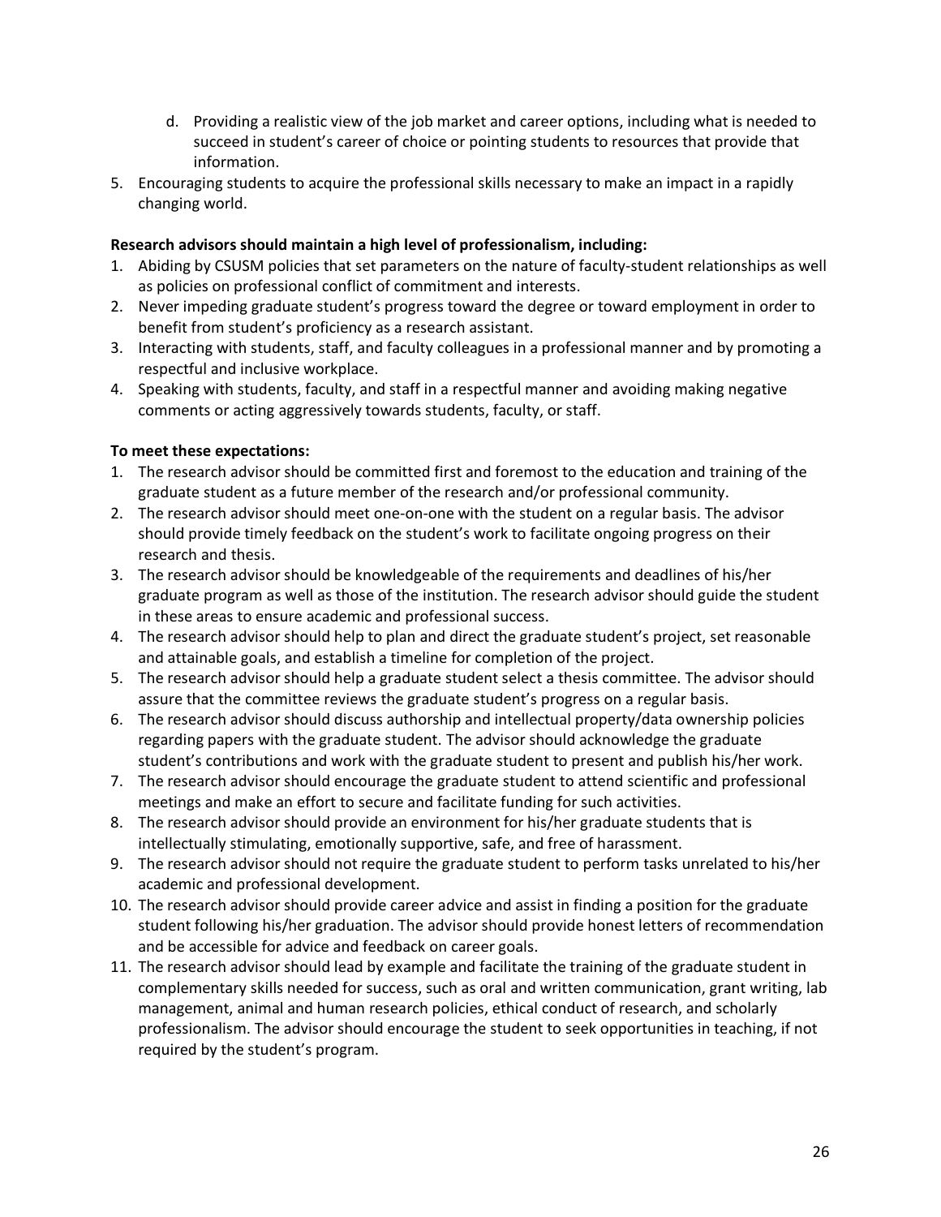d. Providing a realistic view of the job market and career options, including what is needed to succeed in student's career of choice or pointing students to resources that provide that information.

5. Encouraging students to acquire the professional skills necessary to make an impact in a rapidly changing world.

**Research advisors should maintain a high level of professionalism, including:**

1. Abiding by CSUSM policies that set parameters on the nature of faculty-student relationships as well as policies on professional conflict of commitment and interests.
2. Never impeding graduate student's progress toward the degree or toward employment in order to benefit from student's proficiency as a research assistant.
3. Interacting with students, staff, and faculty colleagues in a professional manner and by promoting a respectful and inclusive workplace.
4. Speaking with students, faculty, and staff in a respectful manner and avoiding making negative comments or acting aggressively towards students, faculty, or staff.

**To meet these expectations:**

1. The research advisor should be committed first and foremost to the education and training of the graduate student as a future member of the research and/or professional community.
2. The research advisor should meet one-on-one with the student on a regular basis. The advisor should provide timely feedback on the student's work to facilitate ongoing progress on their research and thesis.
3. The research advisor should be knowledgeable of the requirements and deadlines of his/her graduate program as well as those of the institution. The research advisor should guide the student in these areas to ensure academic and professional success.
4. The research advisor should help to plan and direct the graduate student's project, set reasonable and attainable goals, and establish a timeline for completion of the project.
5. The research advisor should help a graduate student select a thesis committee. The advisor should assure that the committee reviews the graduate student's progress on a regular basis.
6. The research advisor should discuss authorship and intellectual property/data ownership policies regarding papers with the graduate student. The advisor should acknowledge the graduate student's contributions and work with the graduate student to present and publish his/her work.
7. The research advisor should encourage the graduate student to attend scientific and professional meetings and make an effort to secure and facilitate funding for such activities.
8. The research advisor should provide an environment for his/her graduate students that is intellectually stimulating, emotionally supportive, safe, and free of harassment.
9. The research advisor should not require the graduate student to perform tasks unrelated to his/her academic and professional development.
10. The research advisor should provide career advice and assist in finding a position for the graduate student following his/her graduation. The advisor should provide honest letters of recommendation and be accessible for advice and feedback on career goals.
11. The research advisor should lead by example and facilitate the training of the graduate student in complementary skills needed for success, such as oral and written communication, grant writing, lab management, animal and human research policies, ethical conduct of research, and scholarly professionalism. The advisor should encourage the student to seek opportunities in teaching, if not required by the student's program.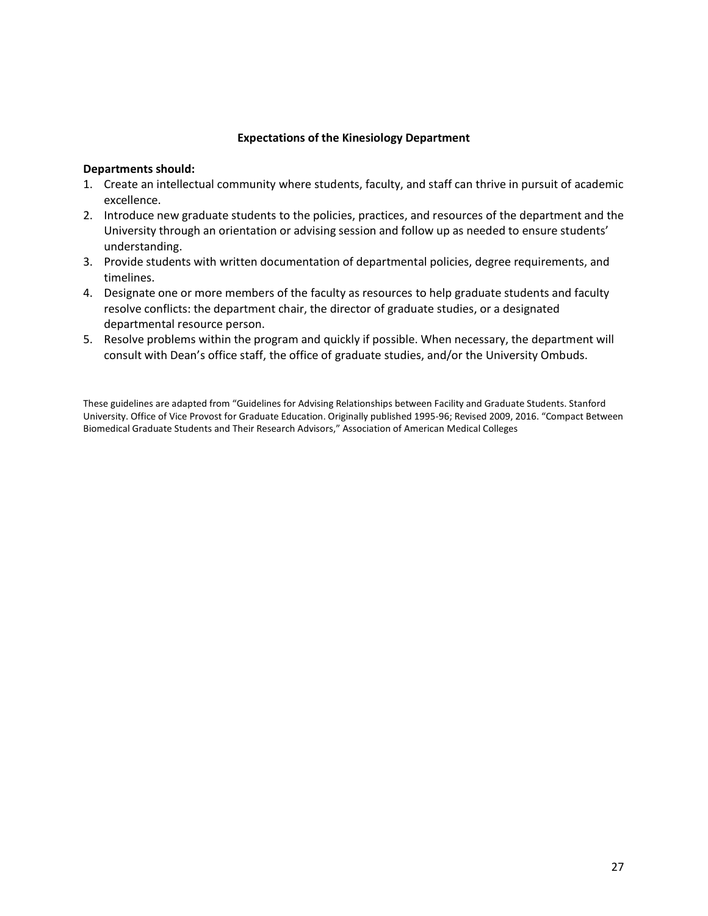## Expectations of the Kinesiology Department

**Departments should:**

1. Create an intellectual community where students, faculty, and staff can thrive in pursuit of academic excellence.
2. Introduce new graduate students to the policies, practices, and resources of the department and the University through an orientation or advising session and follow up as needed to ensure students' understanding.
3. Provide students with written documentation of departmental policies, degree requirements, and timelines.
4. Designate one or more members of the faculty as resources to help graduate students and faculty resolve conflicts: the department chair, the director of graduate studies, or a designated departmental resource person.
5. Resolve problems within the program and quickly if possible. When necessary, the department will consult with Dean's office staff, the office of graduate studies, and/or the University Ombuds.

These guidelines are adapted from "Guidelines for Advising Relationships between Facility and Graduate Students. Stanford University. Office of Vice Provost for Graduate Education. Originally published 1995-96; Revised 2009, 2016. "Compact Between Biomedical Graduate Students and Their Research Advisors," Association of American Medical Colleges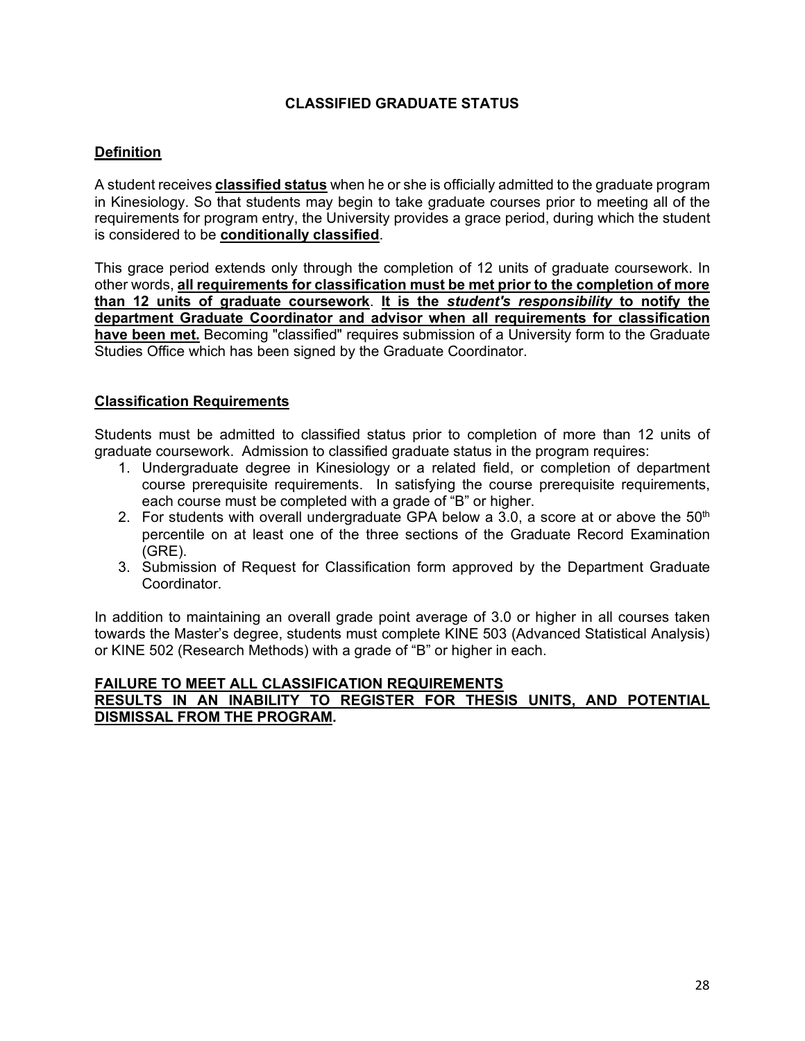# CLASSIFIED GRADUATE STATUS

## Definition

A student receives **classified status** when he or she is officially admitted to the graduate program in Kinesiology. So that students may begin to take graduate courses prior to meeting all of the requirements for program entry, the University provides a grace period, during which the student is considered to be **conditionally classified**.

This grace period extends only through the completion of 12 units of graduate coursework. In other words, **all requirements for classification must be met prior to the completion of more than 12 units of graduate coursework**. **It is the *student's responsibility* to notify the department Graduate Coordinator and advisor when all requirements for classification have been met.** Becoming "classified" requires submission of a University form to the Graduate Studies Office which has been signed by the Graduate Coordinator.

## Classification Requirements

Students must be admitted to classified status prior to completion of more than 12 units of graduate coursework. Admission to classified graduate status in the program requires:

1. Undergraduate degree in Kinesiology or a related field, or completion of department course prerequisite requirements. In satisfying the course prerequisite requirements, each course must be completed with a grade of "B" or higher.
2. For students with overall undergraduate GPA below a 3.0, a score at or above the 50th percentile on at least one of the three sections of the Graduate Record Examination (GRE).
3. Submission of Request for Classification form approved by the Department Graduate Coordinator.

In addition to maintaining an overall grade point average of 3.0 or higher in all courses taken towards the Master's degree, students must complete KINE 503 (Advanced Statistical Analysis) or KINE 502 (Research Methods) with a grade of "B" or higher in each.

**FAILURE TO MEET ALL CLASSIFICATION REQUIREMENTS RESULTS IN AN INABILITY TO REGISTER FOR THESIS UNITS, AND POTENTIAL DISMISSAL FROM THE PROGRAM.**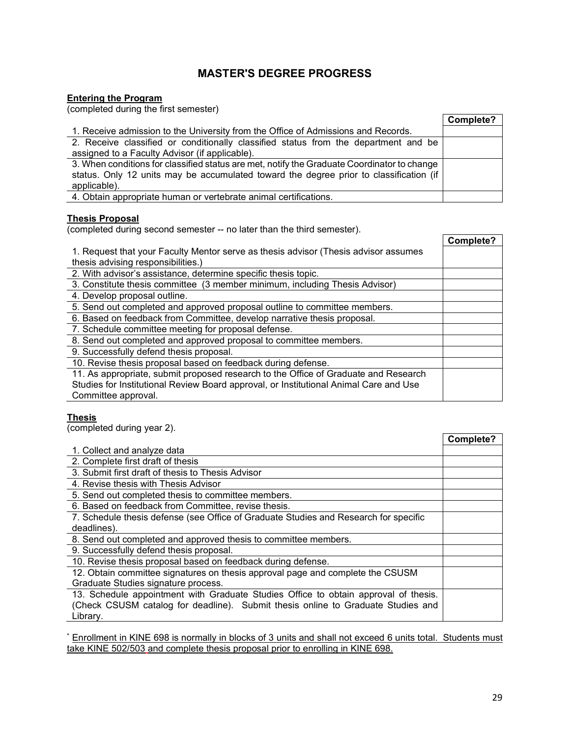# MASTER'S DEGREE PROGRESS

**Entering the Program**
(completed during the first semester)

| | Complete? |
|---|---|
| 1. Receive admission to the University from the Office of Admissions and Records. | |
| 2. Receive classified or conditionally classified status from the department and be assigned to a Faculty Advisor (if applicable). | |
| 3. When conditions for classified status are met, notify the Graduate Coordinator to change status. Only 12 units may be accumulated toward the degree prior to classification (if applicable). | |
| 4. Obtain appropriate human or vertebrate animal certifications. | |

**Thesis Proposal**
(completed during second semester -- no later than the third semester).

| | Complete? |
|---|---|
| 1. Request that your Faculty Mentor serve as thesis advisor (Thesis advisor assumes thesis advising responsibilities.) | |
| 2. With advisor's assistance, determine specific thesis topic. | |
| 3. Constitute thesis committee (3 member minimum, including Thesis Advisor) | |
| 4. Develop proposal outline. | |
| 5. Send out completed and approved proposal outline to committee members. | |
| 6. Based on feedback from Committee, develop narrative thesis proposal. | |
| 7. Schedule committee meeting for proposal defense. | |
| 8. Send out completed and approved proposal to committee members. | |
| 9. Successfully defend thesis proposal. | |
| 10. Revise thesis proposal based on feedback during defense. | |
| 11. As appropriate, submit proposed research to the Office of Graduate and Research Studies for Institutional Review Board approval, or Institutional Animal Care and Use Committee approval. | |

**Thesis**
(completed during year 2).

| | Complete? |
|---|---|
| 1. Collect and analyze data | |
| 2. Complete first draft of thesis | |
| 3. Submit first draft of thesis to Thesis Advisor | |
| 4. Revise thesis with Thesis Advisor | |
| 5. Send out completed thesis to committee members. | |
| 6. Based on feedback from Committee, revise thesis. | |
| 7. Schedule thesis defense (see Office of Graduate Studies and Research for specific deadlines). | |
| 8. Send out completed and approved thesis to committee members. | |
| 9. Successfully defend thesis proposal. | |
| 10. Revise thesis proposal based on feedback during defense. | |
| 12. Obtain committee signatures on thesis approval page and complete the CSUSM Graduate Studies signature process. | |
| 13. Schedule appointment with Graduate Studies Office to obtain approval of thesis. (Check CSUSM catalog for deadline). Submit thesis online to Graduate Studies and Library. | |

* Enrollment in KINE 698 is normally in blocks of 3 units and shall not exceed 6 units total. Students must take KINE 502/503 and complete thesis proposal prior to enrolling in KINE 698.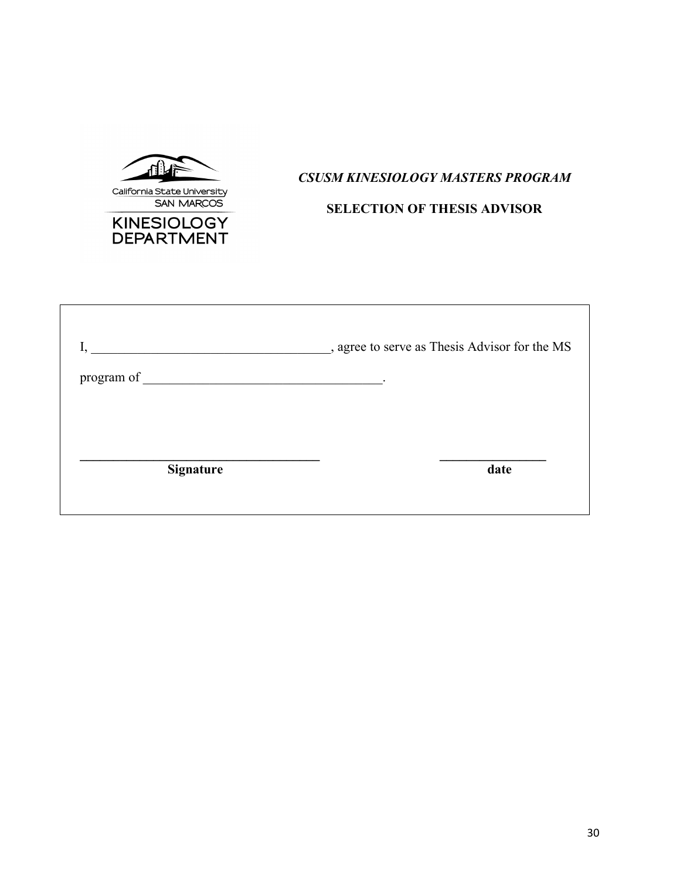California State University SAN MARCOS

KINESIOLOGY DEPARTMENT

***CSUSM KINESIOLOGY MASTERS PROGRAM***

**SELECTION OF THESIS ADVISOR**

I, ____________________________________, agree to serve as Thesis Advisor for the MS program of ____________________________________.

____________________________________
**Signature**

________________
**date**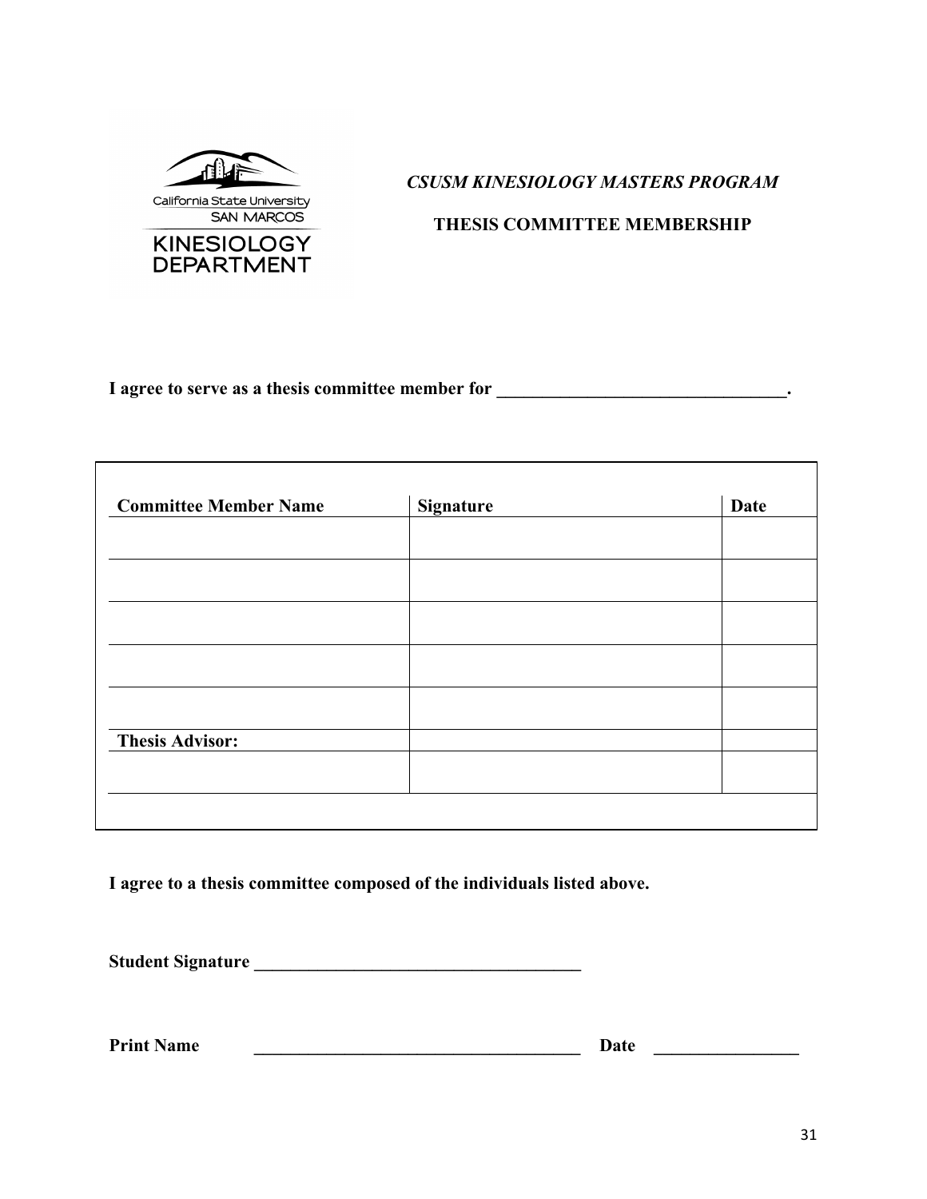California State University
SAN MARCOS
KINESIOLOGY DEPARTMENT

***CSUSM KINESIOLOGY MASTERS PROGRAM***

**THESIS COMMITTEE MEMBERSHIP**

**I agree to serve as a thesis committee member for \_\_\_\_\_\_\_\_\_\_\_\_\_\_\_\_\_\_\_\_\_\_\_\_\_\_\_\_\_\_\_\_\_.**

| **Committee Member Name** | **Signature** | **Date** |
|---|---|---|
| | | |
| | | |
| | | |
| | | |
| | | |
| **Thesis Advisor:** | | |
| | | |

**I agree to a thesis committee composed of the individuals listed above.**

**Student Signature \_\_\_\_\_\_\_\_\_\_\_\_\_\_\_\_\_\_\_\_\_\_\_\_\_\_\_\_\_\_\_\_\_\_\_\_\_\_**

**Print Name \_\_\_\_\_\_\_\_\_\_\_\_\_\_\_\_\_\_\_\_\_\_\_\_\_\_\_\_\_\_\_\_\_\_\_\_\_\_ Date \_\_\_\_\_\_\_\_\_\_\_\_\_\_\_\_\_**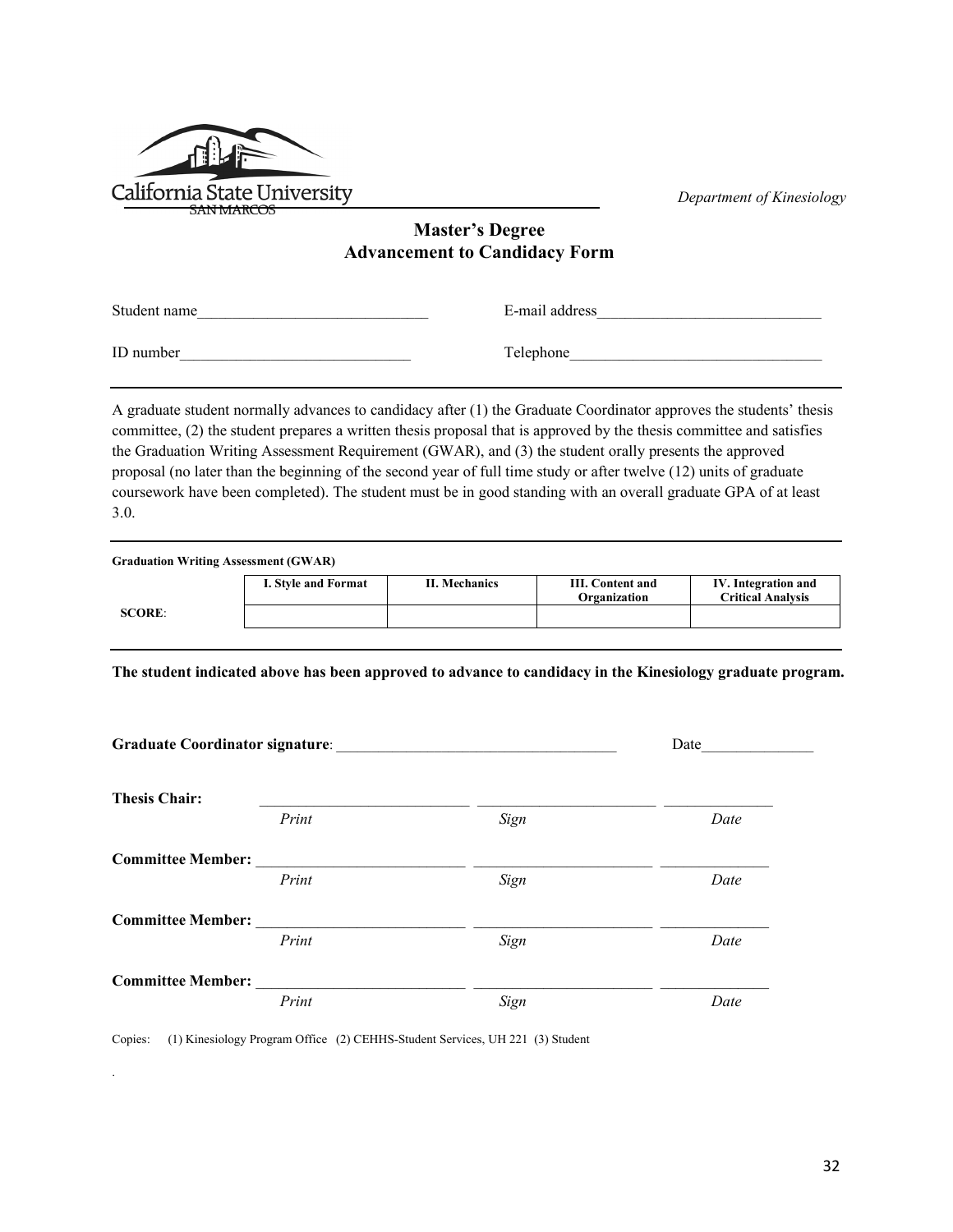California State University
SAN MARCOS

*Department of Kinesiology*

## Master's Degree
## Advancement to Candidacy Form

Student name______________________________ E-mail address______________________________

ID number______________________________ Telephone________________________________

---

A graduate student normally advances to candidacy after (1) the Graduate Coordinator approves the students' thesis committee, (2) the student prepares a written thesis proposal that is approved by the thesis committee and satisfies the Graduation Writing Assessment Requirement (GWAR), and (3) the student orally presents the approved proposal (no later than the beginning of the second year of full time study or after twelve (12) units of graduate coursework have been completed). The student must be in good standing with an overall graduate GPA of at least 3.0.

---

**Graduation Writing Assessment (GWAR)**

| | I. Style and Format | II. Mechanics | III. Content and Organization | IV. Integration and Critical Analysis |
|---|---|---|---|---|
| **SCORE**: | | | | |

---

**The student indicated above has been approved to advance to candidacy in the Kinesiology graduate program.**

**Graduate Coordinator signature**: ____________________________________ Date______________

**Thesis Chair:** ____________________________ ________________________ ______________
*Print* *Sign* *Date*

**Committee Member:** ____________________________ ________________________ ______________
*Print* *Sign* *Date*

**Committee Member:** ____________________________ ________________________ ______________
*Print* *Sign* *Date*

**Committee Member:** ____________________________ ________________________ ______________
*Print* *Sign* *Date*

Copies: (1) Kinesiology Program Office (2) CEHHS-Student Services, UH 221 (3) Student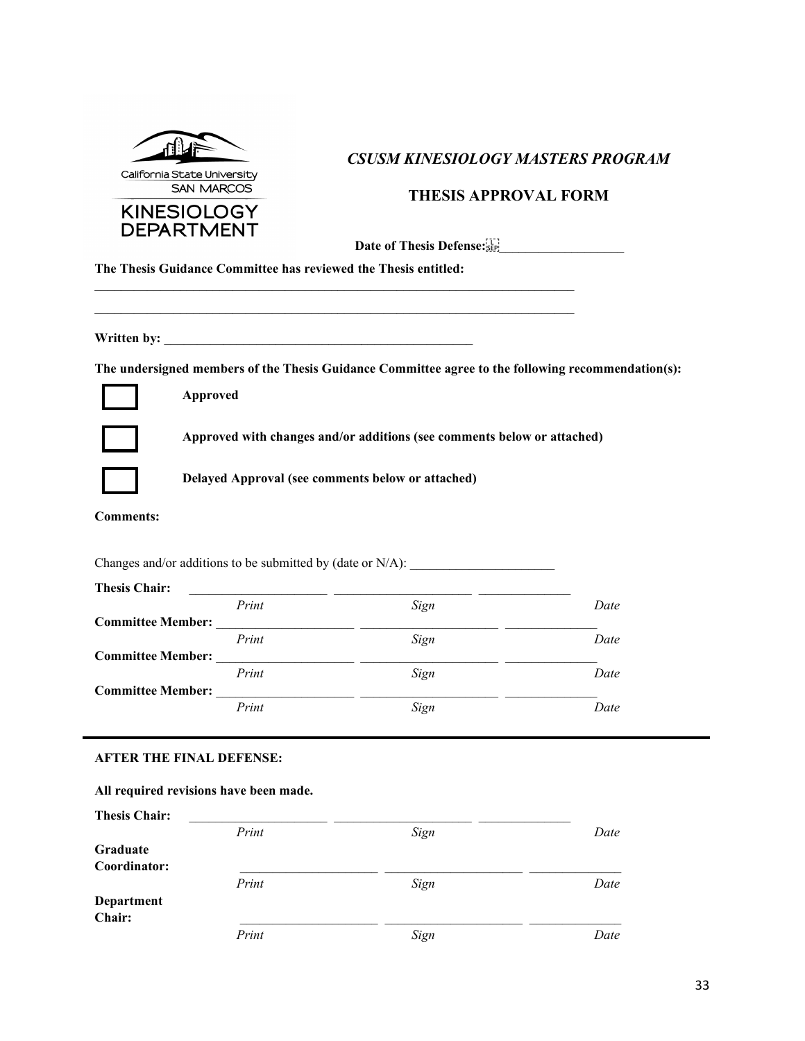California State University SAN MARCOS
KINESIOLOGY DEPARTMENT

## *CSUSM KINESIOLOGY MASTERS PROGRAM*

## THESIS APPROVAL FORM

**Date of Thesis Defense:** ____________________

**The Thesis Guidance Committee has reviewed the Thesis entitled:**

_____________________________________________________________________________

_____________________________________________________________________________

**Written by:** __________________________________________________

**The undersigned members of the Thesis Guidance Committee agree to the following recommendation(s):**

☐ **Approved**

☐ **Approved with changes and/or additions (see comments below or attached)**

☐ **Delayed Approval (see comments below or attached)**

**Comments:**

Changes and/or additions to be submitted by (date or N/A): ______________________

| | | | |
|---|---|---|---|
| **Thesis Chair:** | _____________________ | _____________________ | ______________ |
| | *Print* | *Sign* | *Date* |
| **Committee Member:** | _____________________ | _____________________ | ______________ |
| | *Print* | *Sign* | *Date* |
| **Committee Member:** | _____________________ | _____________________ | ______________ |
| | *Print* | *Sign* | *Date* |
| **Committee Member:** | _____________________ | _____________________ | ______________ |
| | *Print* | *Sign* | *Date* |

---

**AFTER THE FINAL DEFENSE:**

**All required revisions have been made.**

| | | | |
|---|---|---|---|
| **Thesis Chair:** | _____________________ | _____________________ | ______________ |
| | *Print* | *Sign* | *Date* |
| **Graduate Coordinator:** | _____________________ | _____________________ | ______________ |
| | *Print* | *Sign* | *Date* |
| **Department Chair:** | _____________________ | _____________________ | ______________ |
| | *Print* | *Sign* | *Date* |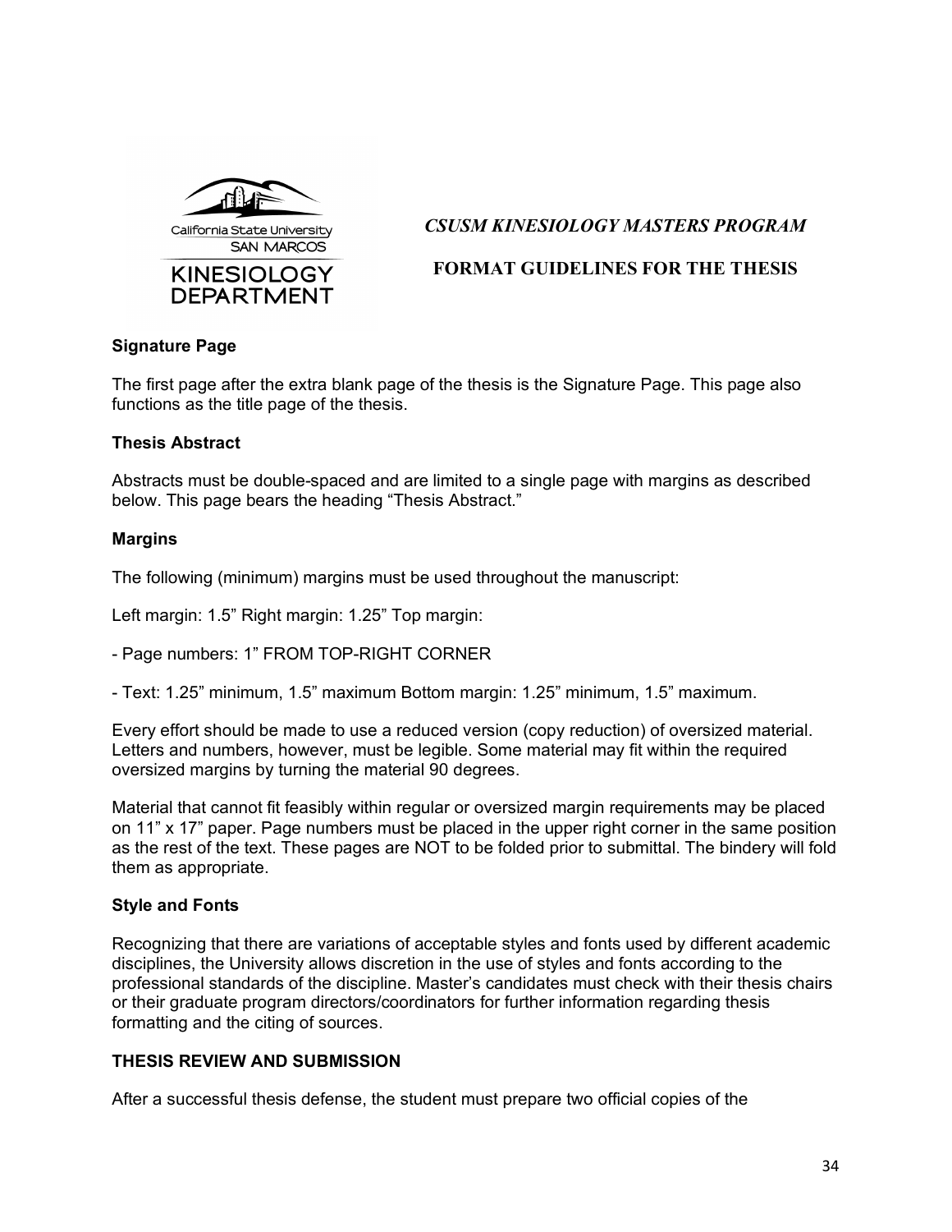*CSUSM KINESIOLOGY MASTERS PROGRAM*

**FORMAT GUIDELINES FOR THE THESIS**

**Signature Page**

The first page after the extra blank page of the thesis is the Signature Page. This page also functions as the title page of the thesis.

**Thesis Abstract**

Abstracts must be double-spaced and are limited to a single page with margins as described below. This page bears the heading "Thesis Abstract."

**Margins**

The following (minimum) margins must be used throughout the manuscript:

Left margin: 1.5" Right margin: 1.25" Top margin:

- Page numbers: 1" FROM TOP-RIGHT CORNER

- Text: 1.25" minimum, 1.5" maximum Bottom margin: 1.25" minimum, 1.5" maximum.

Every effort should be made to use a reduced version (copy reduction) of oversized material. Letters and numbers, however, must be legible. Some material may fit within the required oversized margins by turning the material 90 degrees.

Material that cannot fit feasibly within regular or oversized margin requirements may be placed on 11" x 17" paper. Page numbers must be placed in the upper right corner in the same position as the rest of the text. These pages are NOT to be folded prior to submittal. The bindery will fold them as appropriate.

**Style and Fonts**

Recognizing that there are variations of acceptable styles and fonts used by different academic disciplines, the University allows discretion in the use of styles and fonts according to the professional standards of the discipline. Master's candidates must check with their thesis chairs or their graduate program directors/coordinators for further information regarding thesis formatting and the citing of sources.

**THESIS REVIEW AND SUBMISSION**

After a successful thesis defense, the student must prepare two official copies of the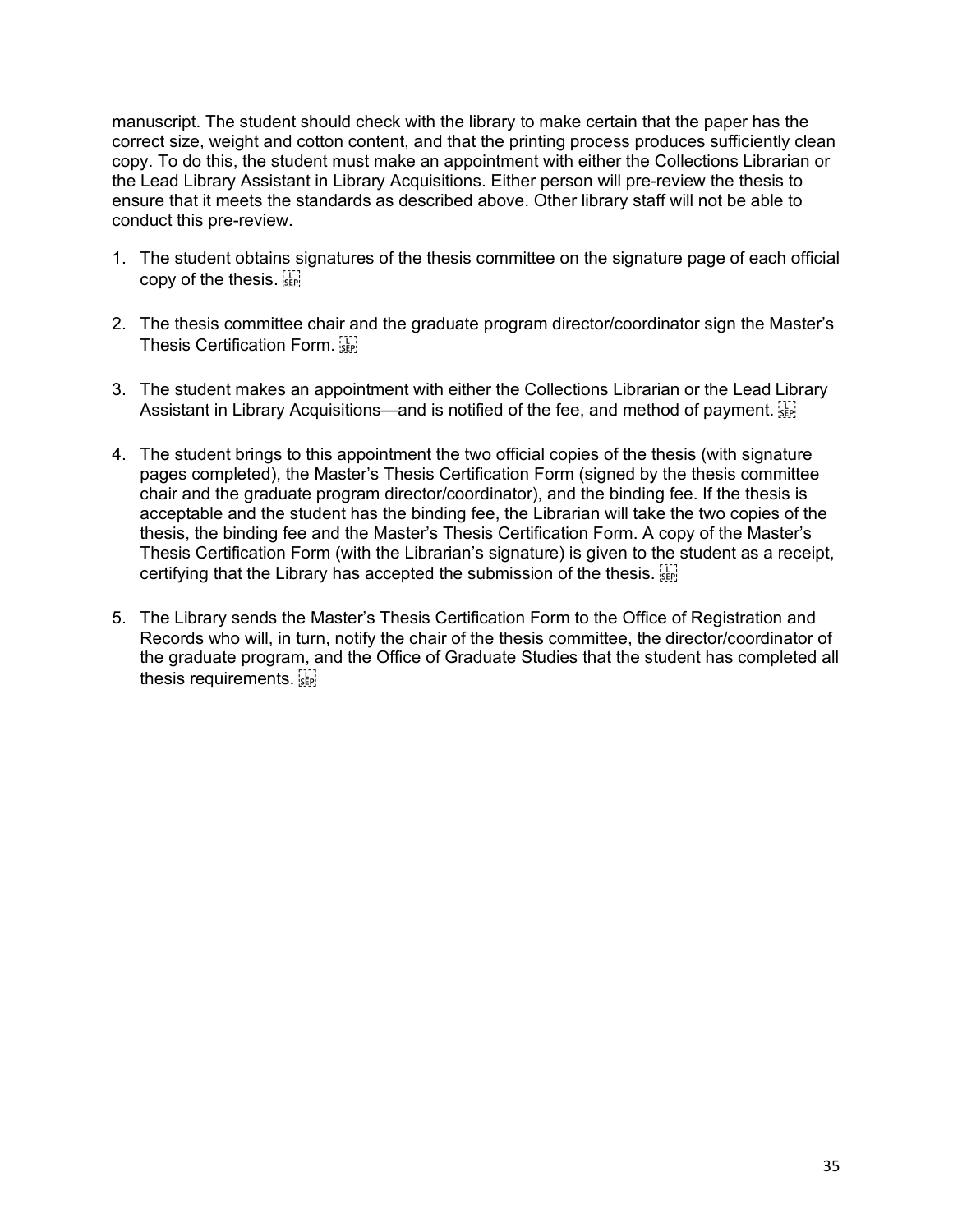manuscript. The student should check with the library to make certain that the paper has the correct size, weight and cotton content, and that the printing process produces sufficiently clean copy. To do this, the student must make an appointment with either the Collections Librarian or the Lead Library Assistant in Library Acquisitions. Either person will pre-review the thesis to ensure that it meets the standards as described above. Other library staff will not be able to conduct this pre-review.

1. The student obtains signatures of the thesis committee on the signature page of each official copy of the thesis.

2. The thesis committee chair and the graduate program director/coordinator sign the Master's Thesis Certification Form.

3. The student makes an appointment with either the Collections Librarian or the Lead Library Assistant in Library Acquisitions—and is notified of the fee, and method of payment.

4. The student brings to this appointment the two official copies of the thesis (with signature pages completed), the Master's Thesis Certification Form (signed by the thesis committee chair and the graduate program director/coordinator), and the binding fee. If the thesis is acceptable and the student has the binding fee, the Librarian will take the two copies of the thesis, the binding fee and the Master's Thesis Certification Form. A copy of the Master's Thesis Certification Form (with the Librarian's signature) is given to the student as a receipt, certifying that the Library has accepted the submission of the thesis.

5. The Library sends the Master's Thesis Certification Form to the Office of Registration and Records who will, in turn, notify the chair of the thesis committee, the director/coordinator of the graduate program, and the Office of Graduate Studies that the student has completed all thesis requirements.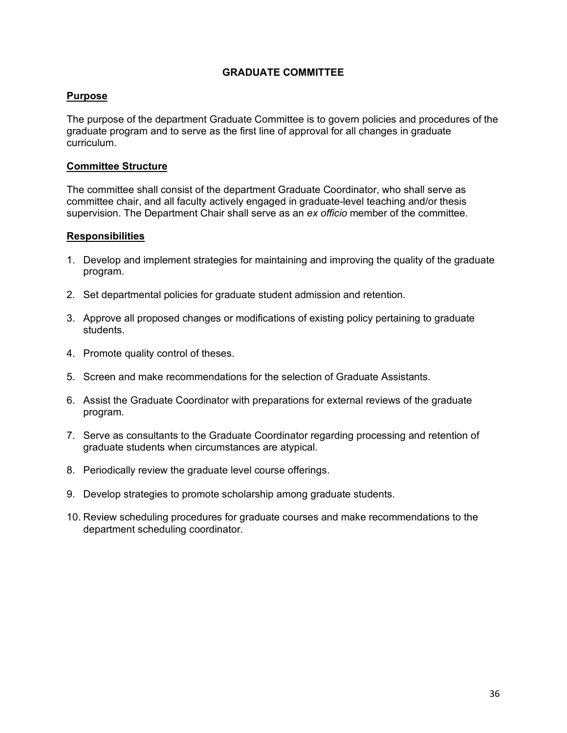# GRADUATE COMMITTEE

## Purpose

The purpose of the department Graduate Committee is to govern policies and procedures of the graduate program and to serve as the first line of approval for all changes in graduate curriculum.

## Committee Structure

The committee shall consist of the department Graduate Coordinator, who shall serve as committee chair, and all faculty actively engaged in graduate-level teaching and/or thesis supervision. The Department Chair shall serve as an *ex officio* member of the committee.

## Responsibilities

1. Develop and implement strategies for maintaining and improving the quality of the graduate program.
2. Set departmental policies for graduate student admission and retention.
3. Approve all proposed changes or modifications of existing policy pertaining to graduate students.
4. Promote quality control of theses.
5. Screen and make recommendations for the selection of Graduate Assistants.
6. Assist the Graduate Coordinator with preparations for external reviews of the graduate program.
7. Serve as consultants to the Graduate Coordinator regarding processing and retention of graduate students when circumstances are atypical.
8. Periodically review the graduate level course offerings.
9. Develop strategies to promote scholarship among graduate students.
10. Review scheduling procedures for graduate courses and make recommendations to the department scheduling coordinator.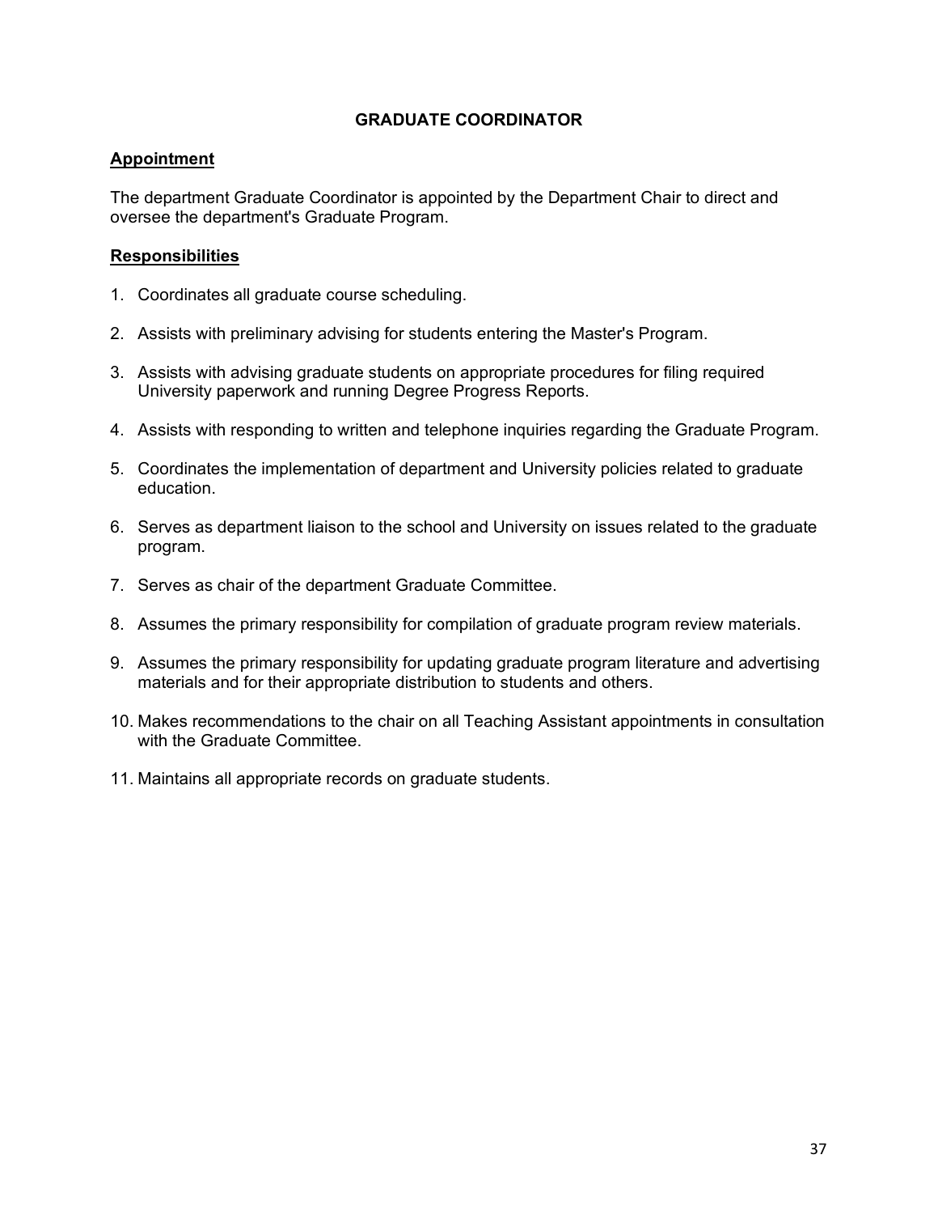# GRADUATE COORDINATOR

## Appointment

The department Graduate Coordinator is appointed by the Department Chair to direct and oversee the department's Graduate Program.

## Responsibilities

1. Coordinates all graduate course scheduling.
2. Assists with preliminary advising for students entering the Master's Program.
3. Assists with advising graduate students on appropriate procedures for filing required University paperwork and running Degree Progress Reports.
4. Assists with responding to written and telephone inquiries regarding the Graduate Program.
5. Coordinates the implementation of department and University policies related to graduate education.
6. Serves as department liaison to the school and University on issues related to the graduate program.
7. Serves as chair of the department Graduate Committee.
8. Assumes the primary responsibility for compilation of graduate program review materials.
9. Assumes the primary responsibility for updating graduate program literature and advertising materials and for their appropriate distribution to students and others.
10. Makes recommendations to the chair on all Teaching Assistant appointments in consultation with the Graduate Committee.
11. Maintains all appropriate records on graduate students.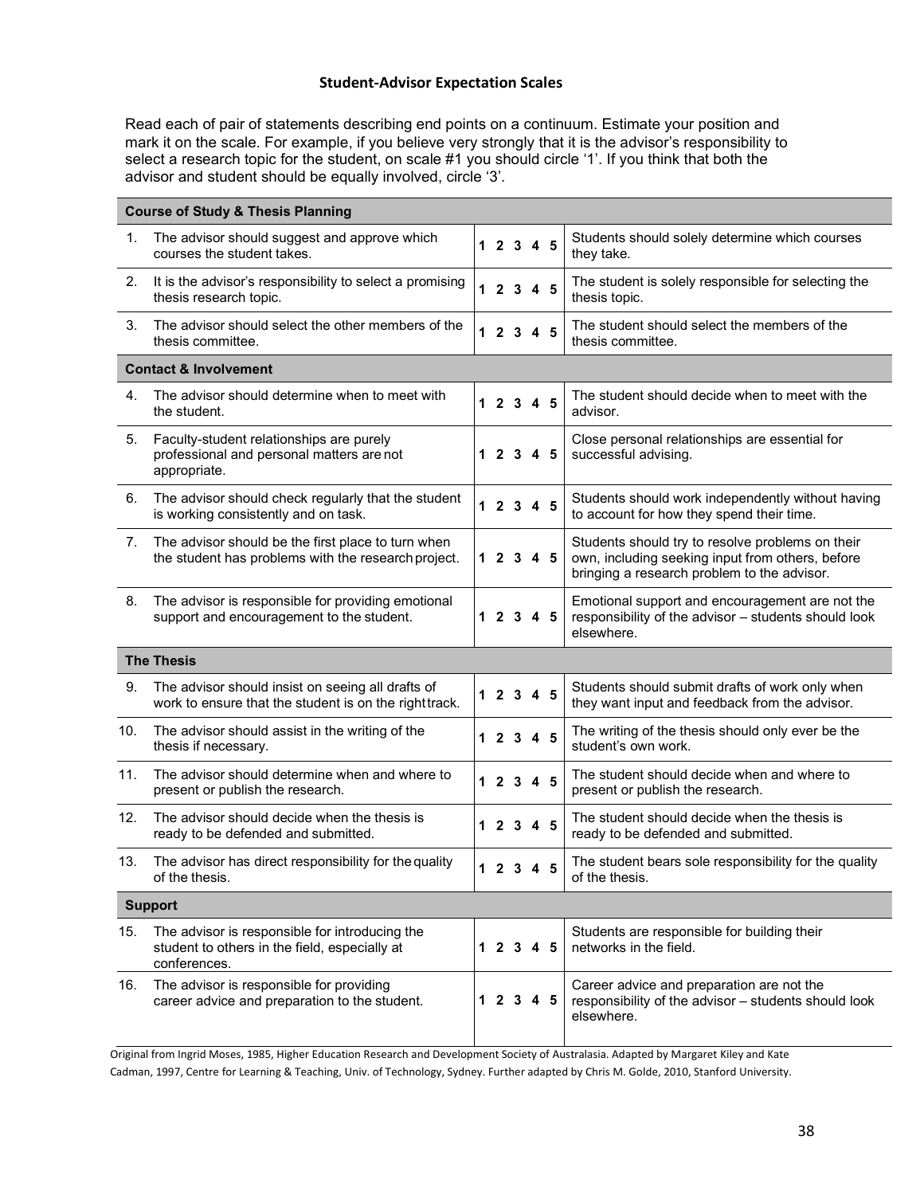### Student-Advisor Expectation Scales

Read each of pair of statements describing end points on a continuum. Estimate your position and mark it on the scale. For example, if you believe very strongly that it is the advisor's responsibility to select a research topic for the student, on scale #1 you should circle '1'. If you think that both the advisor and student should be equally involved, circle '3'.

| | | | |
|---|---|---|---|
| **Course of Study & Thesis Planning** | | | |
| 1. | The advisor should suggest and approve which courses the student takes. | **1 2 3 4 5** | Students should solely determine which courses they take. |
| 2. | It is the advisor's responsibility to select a promising thesis research topic. | **1 2 3 4 5** | The student is solely responsible for selecting the thesis topic. |
| 3. | The advisor should select the other members of the thesis committee. | **1 2 3 4 5** | The student should select the members of the thesis committee. |
| **Contact & Involvement** | | | |
| 4. | The advisor should determine when to meet with the student. | **1 2 3 4 5** | The student should decide when to meet with the advisor. |
| 5. | Faculty-student relationships are purely professional and personal matters are not appropriate. | **1 2 3 4 5** | Close personal relationships are essential for successful advising. |
| 6. | The advisor should check regularly that the student is working consistently and on task. | **1 2 3 4 5** | Students should work independently without having to account for how they spend their time. |
| 7. | The advisor should be the first place to turn when the student has problems with the research project. | **1 2 3 4 5** | Students should try to resolve problems on their own, including seeking input from others, before bringing a research problem to the advisor. |
| 8. | The advisor is responsible for providing emotional support and encouragement to the student. | **1 2 3 4 5** | Emotional support and encouragement are not the responsibility of the advisor – students should look elsewhere. |
| **The Thesis** | | | |
| 9. | The advisor should insist on seeing all drafts of work to ensure that the student is on the right track. | **1 2 3 4 5** | Students should submit drafts of work only when they want input and feedback from the advisor. |
| 10. | The advisor should assist in the writing of the thesis if necessary. | **1 2 3 4 5** | The writing of the thesis should only ever be the student's own work. |
| 11. | The advisor should determine when and where to present or publish the research. | **1 2 3 4 5** | The student should decide when and where to present or publish the research. |
| 12. | The advisor should decide when the thesis is ready to be defended and submitted. | **1 2 3 4 5** | The student should decide when the thesis is ready to be defended and submitted. |
| 13. | The advisor has direct responsibility for the quality of the thesis. | **1 2 3 4 5** | The student bears sole responsibility for the quality of the thesis. |
| **Support** | | | |
| 15. | The advisor is responsible for introducing the student to others in the field, especially at conferences. | **1 2 3 4 5** | Students are responsible for building their networks in the field. |
| 16. | The advisor is responsible for providing career advice and preparation to the student. | **1 2 3 4 5** | Career advice and preparation are not the responsibility of the advisor – students should look elsewhere. |

Original from Ingrid Moses, 1985, Higher Education Research and Development Society of Australasia. Adapted by Margaret Kiley and Kate Cadman, 1997, Centre for Learning & Teaching, Univ. of Technology, Sydney. Further adapted by Chris M. Golde, 2010, Stanford University.